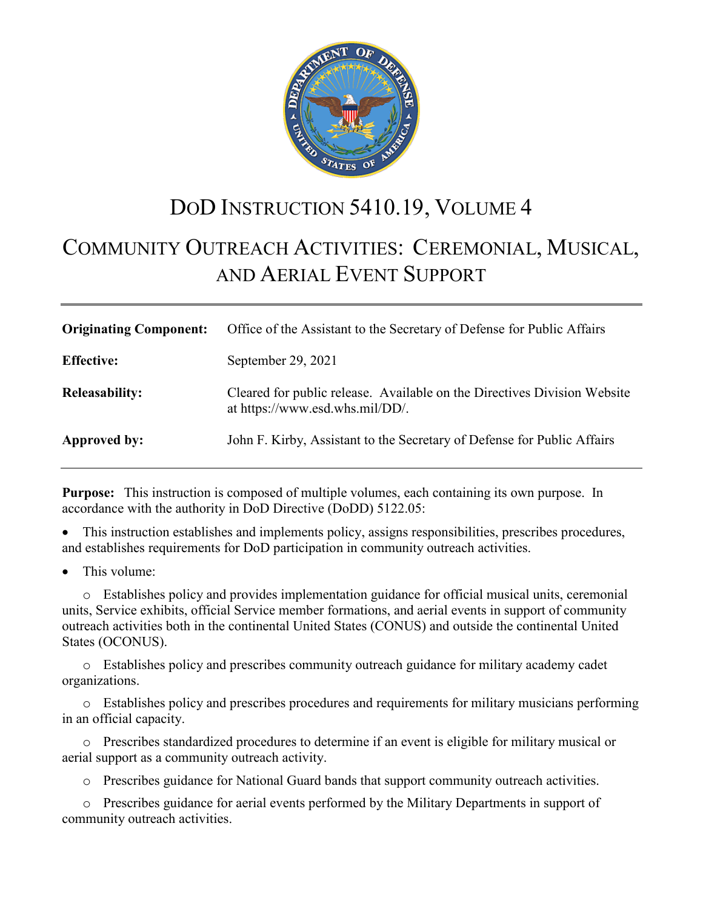# DoD INSTRUCTION 5410.19, VOLUME 4

# COMMUNITY OUTREACH ACTIVITIES: CEREMONIAL, MUSICAL, AND AERIAL EVENT SUPPORT

| | |
|---|---|
| **Originating Component:** | Office of the Assistant to the Secretary of Defense for Public Affairs |
| **Effective:** | September 29, 2021 |
| **Releasability:** | Cleared for public release. Available on the Directives Division Website at https://www.esd.whs.mil/DD/. |
| **Approved by:** | John F. Kirby, Assistant to the Secretary of Defense for Public Affairs |

**Purpose:** This instruction is composed of multiple volumes, each containing its own purpose. In accordance with the authority in DoD Directive (DoDD) 5122.05:

- This instruction establishes and implements policy, assigns responsibilities, prescribes procedures, and establishes requirements for DoD participation in community outreach activities.
- This volume:
  - Establishes policy and provides implementation guidance for official musical units, ceremonial units, Service exhibits, official Service member formations, and aerial events in support of community outreach activities both in the continental United States (CONUS) and outside the continental United States (OCONUS).
  - Establishes policy and prescribes community outreach guidance for military academy cadet organizations.
  - Establishes policy and prescribes procedures and requirements for military musicians performing in an official capacity.
  - Prescribes standardized procedures to determine if an event is eligible for military musical or aerial support as a community outreach activity.
  - Prescribes guidance for National Guard bands that support community outreach activities.
  - Prescribes guidance for aerial events performed by the Military Departments in support of community outreach activities.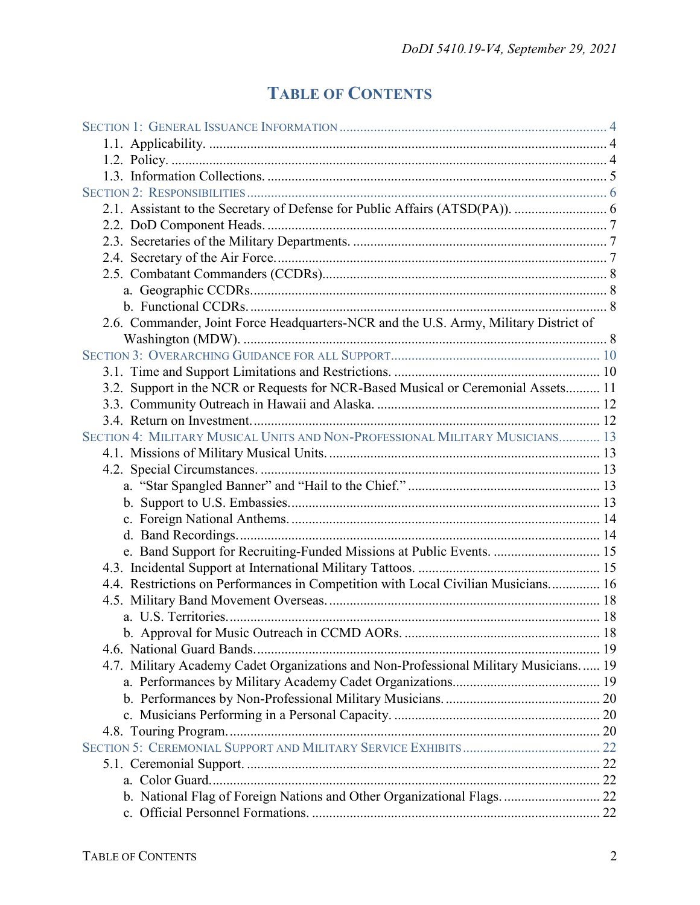# TABLE OF CONTENTS

SECTION 1: GENERAL ISSUANCE INFORMATION ............................................................................ 4
- 1.1. Applicability. .................................................................................................................. 4
- 1.2. Policy. ............................................................................................................................ 4
- 1.3. Information Collections. .................................................................................................. 5

SECTION 2: RESPONSIBILITIES ....................................................................................................... 6
- 2.1. Assistant to the Secretary of Defense for Public Affairs (ATSD(PA)). .......................... 6
- 2.2. DoD Component Heads. .................................................................................................. 7
- 2.3. Secretaries of the Military Departments. ......................................................................... 7
- 2.4. Secretary of the Air Force. ............................................................................................... 7
- 2.5. Combatant Commanders (CCDRs). .................................................................................. 8
  - a. Geographic CCDRs. ....................................................................................................... 8
  - b. Functional CCDRs. ........................................................................................................ 8
- 2.6. Commander, Joint Force Headquarters-NCR and the U.S. Army, Military District of Washington (MDW). ......................................................................................................... 8

SECTION 3: OVERARCHING GUIDANCE FOR ALL SUPPORT ........................................................... 10
- 3.1. Time and Support Limitations and Restrictions. ........................................................... 10
- 3.2. Support in the NCR or Requests for NCR-Based Musical or Ceremonial Assets .......... 11
- 3.3. Community Outreach in Hawaii and Alaska. ................................................................ 12
- 3.4. Return on Investment. .................................................................................................... 12

SECTION 4: MILITARY MUSICAL UNITS AND NON-PROFESSIONAL MILITARY MUSICIANS ........... 13
- 4.1. Missions of Military Musical Units. .............................................................................. 13
- 4.2. Special Circumstances. .................................................................................................. 13
  - a. "Star Spangled Banner" and "Hail to the Chief." ....................................................... 13
  - b. Support to U.S. Embassies. ......................................................................................... 13
  - c. Foreign National Anthems. ......................................................................................... 14
  - d. Band Recordings. ........................................................................................................ 14
  - e. Band Support for Recruiting-Funded Missions at Public Events. .............................. 15
- 4.3. Incidental Support at International Military Tattoos. .................................................... 15
- 4.4. Restrictions on Performances in Competition with Local Civilian Musicians. ............. 16
- 4.5. Military Band Movement Overseas. .............................................................................. 18
  - a. U.S. Territories. ........................................................................................................... 18
  - b. Approval for Music Outreach in CCMD AORs. ........................................................ 18
- 4.6. National Guard Bands. ................................................................................................... 19
- 4.7. Military Academy Cadet Organizations and Non-Professional Military Musicians. ..... 19
  - a. Performances by Military Academy Cadet Organizations. .......................................... 19
  - b. Performances by Non-Professional Military Musicians. ............................................ 20
  - c. Musicians Performing in a Personal Capacity. ........................................................... 20
- 4.8. Touring Program. ........................................................................................................... 20

SECTION 5: CEREMONIAL SUPPORT AND MILITARY SERVICE EXHIBITS ....................................... 22
- 5.1. Ceremonial Support. ...................................................................................................... 22
  - a. Color Guard. ................................................................................................................ 22
  - b. National Flag of Foreign Nations and Other Organizational Flags. ............................ 22
  - c. Official Personnel Formations. .................................................................................... 22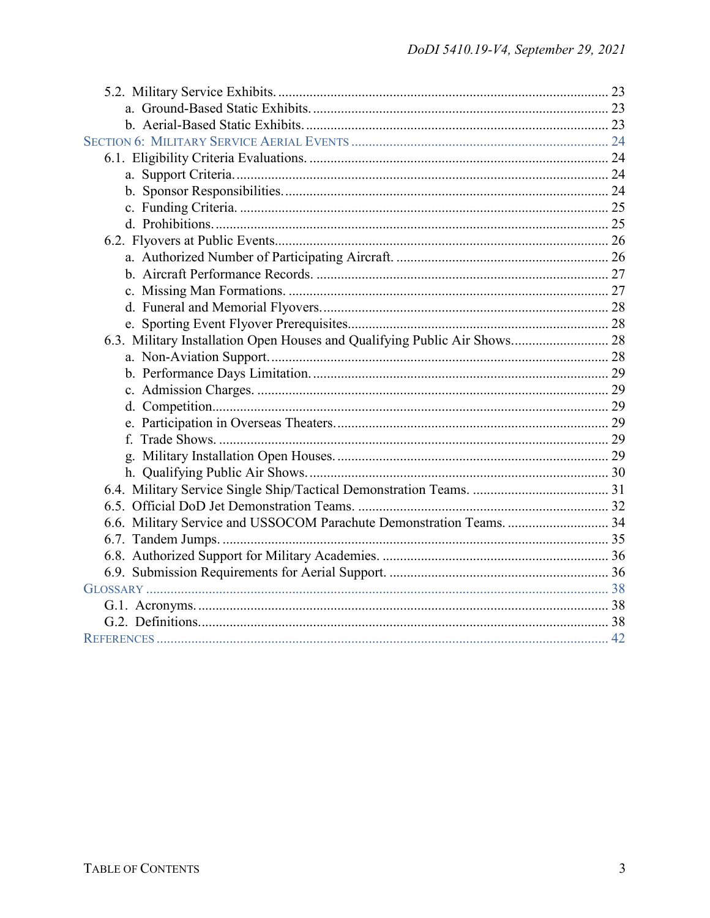5.2. Military Service Exhibits. .............................................................................................. 23
 a. Ground-Based Static Exhibits. ..................................................................................... 23
 b. Aerial-Based Static Exhibits. ....................................................................................... 23

SECTION 6: MILITARY SERVICE AERIAL EVENTS ......................................................................... 24

6.1. Eligibility Criteria Evaluations. ...................................................................................... 24
 a. Support Criteria. ........................................................................................................... 24
 b. Sponsor Responsibilities. ............................................................................................. 24
 c. Funding Criteria. .......................................................................................................... 25
 d. Prohibitions. ................................................................................................................. 25

6.2. Flyovers at Public Events................................................................................................ 26
 a. Authorized Number of Participating Aircraft. ............................................................. 26
 b. Aircraft Performance Records. .................................................................................... 27
 c. Missing Man Formations. ............................................................................................ 27
 d. Funeral and Memorial Flyovers. .................................................................................. 28
 e. Sporting Event Flyover Prerequisites. .......................................................................... 28

6.3. Military Installation Open Houses and Qualifying Public Air Shows............................ 28
 a. Non-Aviation Support. ................................................................................................. 28
 b. Performance Days Limitation. ..................................................................................... 29
 c. Admission Charges. ..................................................................................................... 29
 d. Competition. ................................................................................................................. 29
 e. Participation in Overseas Theaters. .............................................................................. 29
 f. Trade Shows. ................................................................................................................ 29
 g. Military Installation Open Houses. .............................................................................. 29
 h. Qualifying Public Air Shows. ...................................................................................... 30

6.4. Military Service Single Ship/Tactical Demonstration Teams. ....................................... 31

6.5. Official DoD Jet Demonstration Teams. ........................................................................ 32

6.6. Military Service and USSOCOM Parachute Demonstration Teams. ............................. 34

6.7. Tandem Jumps. ............................................................................................................... 35

6.8. Authorized Support for Military Academies. ................................................................. 36

6.9. Submission Requirements for Aerial Support. ............................................................... 36

GLOSSARY ..................................................................................................................................... 38

G.1. Acronyms. ...................................................................................................................... 38

G.2. Definitions...................................................................................................................... 38

REFERENCES .................................................................................................................................. 42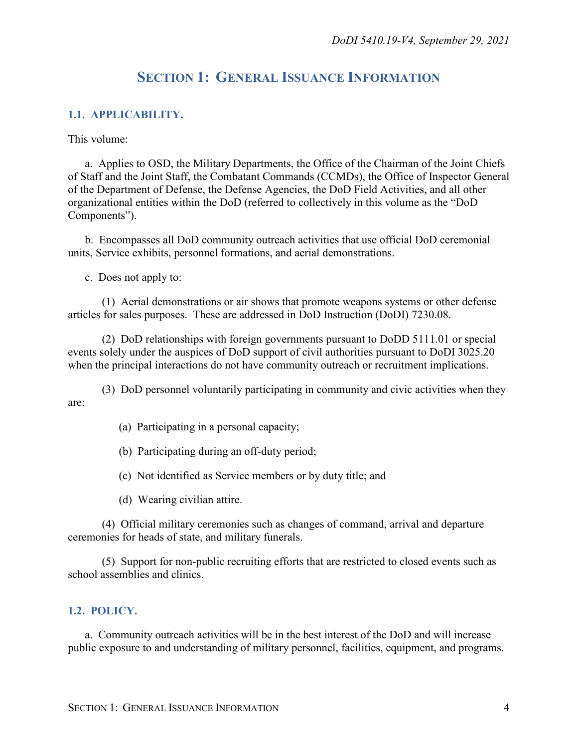## SECTION 1: GENERAL ISSUANCE INFORMATION

### 1.1. APPLICABILITY.

This volume:

a. Applies to OSD, the Military Departments, the Office of the Chairman of the Joint Chiefs of Staff and the Joint Staff, the Combatant Commands (CCMDs), the Office of Inspector General of the Department of Defense, the Defense Agencies, the DoD Field Activities, and all other organizational entities within the DoD (referred to collectively in this volume as the "DoD Components").

b. Encompasses all DoD community outreach activities that use official DoD ceremonial units, Service exhibits, personnel formations, and aerial demonstrations.

c. Does not apply to:

(1) Aerial demonstrations or air shows that promote weapons systems or other defense articles for sales purposes. These are addressed in DoD Instruction (DoDI) 7230.08.

(2) DoD relationships with foreign governments pursuant to DoDD 5111.01 or special events solely under the auspices of DoD support of civil authorities pursuant to DoDI 3025.20 when the principal interactions do not have community outreach or recruitment implications.

(3) DoD personnel voluntarily participating in community and civic activities when they are:

(a) Participating in a personal capacity;

(b) Participating during an off-duty period;

(c) Not identified as Service members or by duty title; and

(d) Wearing civilian attire.

(4) Official military ceremonies such as changes of command, arrival and departure ceremonies for heads of state, and military funerals.

(5) Support for non-public recruiting efforts that are restricted to closed events such as school assemblies and clinics.

### 1.2. POLICY.

a. Community outreach activities will be in the best interest of the DoD and will increase public exposure to and understanding of military personnel, facilities, equipment, and programs.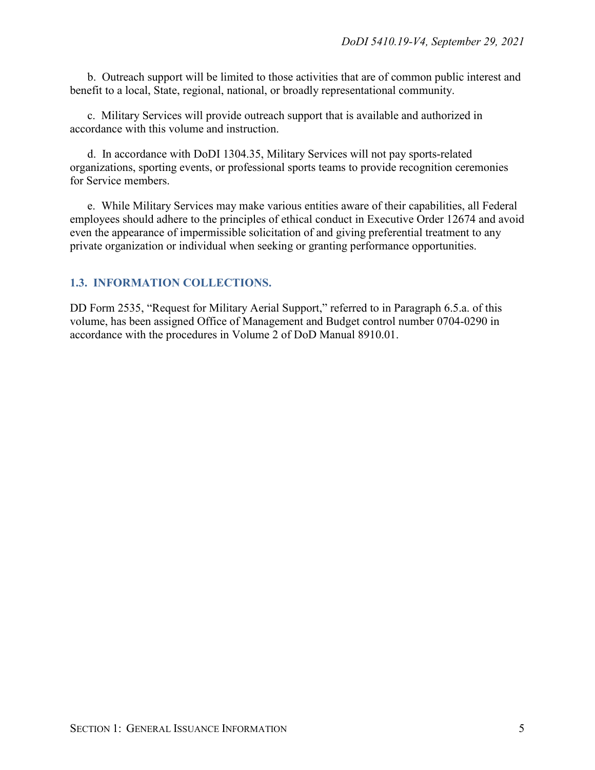b. Outreach support will be limited to those activities that are of common public interest and benefit to a local, State, regional, national, or broadly representational community.

c. Military Services will provide outreach support that is available and authorized in accordance with this volume and instruction.

d. In accordance with DoDI 1304.35, Military Services will not pay sports-related organizations, sporting events, or professional sports teams to provide recognition ceremonies for Service members.

e. While Military Services may make various entities aware of their capabilities, all Federal employees should adhere to the principles of ethical conduct in Executive Order 12674 and avoid even the appearance of impermissible solicitation of and giving preferential treatment to any private organization or individual when seeking or granting performance opportunities.

## 1.3. INFORMATION COLLECTIONS.

DD Form 2535, "Request for Military Aerial Support," referred to in Paragraph 6.5.a. of this volume, has been assigned Office of Management and Budget control number 0704-0290 in accordance with the procedures in Volume 2 of DoD Manual 8910.01.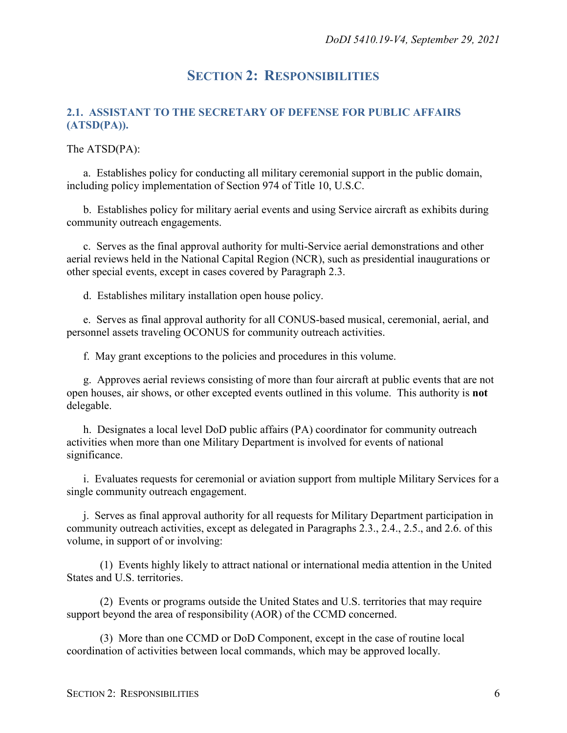# SECTION 2: RESPONSIBILITIES

## 2.1. ASSISTANT TO THE SECRETARY OF DEFENSE FOR PUBLIC AFFAIRS (ATSD(PA)).

The ATSD(PA):

a. Establishes policy for conducting all military ceremonial support in the public domain, including policy implementation of Section 974 of Title 10, U.S.C.

b. Establishes policy for military aerial events and using Service aircraft as exhibits during community outreach engagements.

c. Serves as the final approval authority for multi-Service aerial demonstrations and other aerial reviews held in the National Capital Region (NCR), such as presidential inaugurations or other special events, except in cases covered by Paragraph 2.3.

d. Establishes military installation open house policy.

e. Serves as final approval authority for all CONUS-based musical, ceremonial, aerial, and personnel assets traveling OCONUS for community outreach activities.

f. May grant exceptions to the policies and procedures in this volume.

g. Approves aerial reviews consisting of more than four aircraft at public events that are not open houses, air shows, or other excepted events outlined in this volume. This authority is **not** delegable.

h. Designates a local level DoD public affairs (PA) coordinator for community outreach activities when more than one Military Department is involved for events of national significance.

i. Evaluates requests for ceremonial or aviation support from multiple Military Services for a single community outreach engagement.

j. Serves as final approval authority for all requests for Military Department participation in community outreach activities, except as delegated in Paragraphs 2.3., 2.4., 2.5., and 2.6. of this volume, in support of or involving:

(1) Events highly likely to attract national or international media attention in the United States and U.S. territories.

(2) Events or programs outside the United States and U.S. territories that may require support beyond the area of responsibility (AOR) of the CCMD concerned.

(3) More than one CCMD or DoD Component, except in the case of routine local coordination of activities between local commands, which may be approved locally.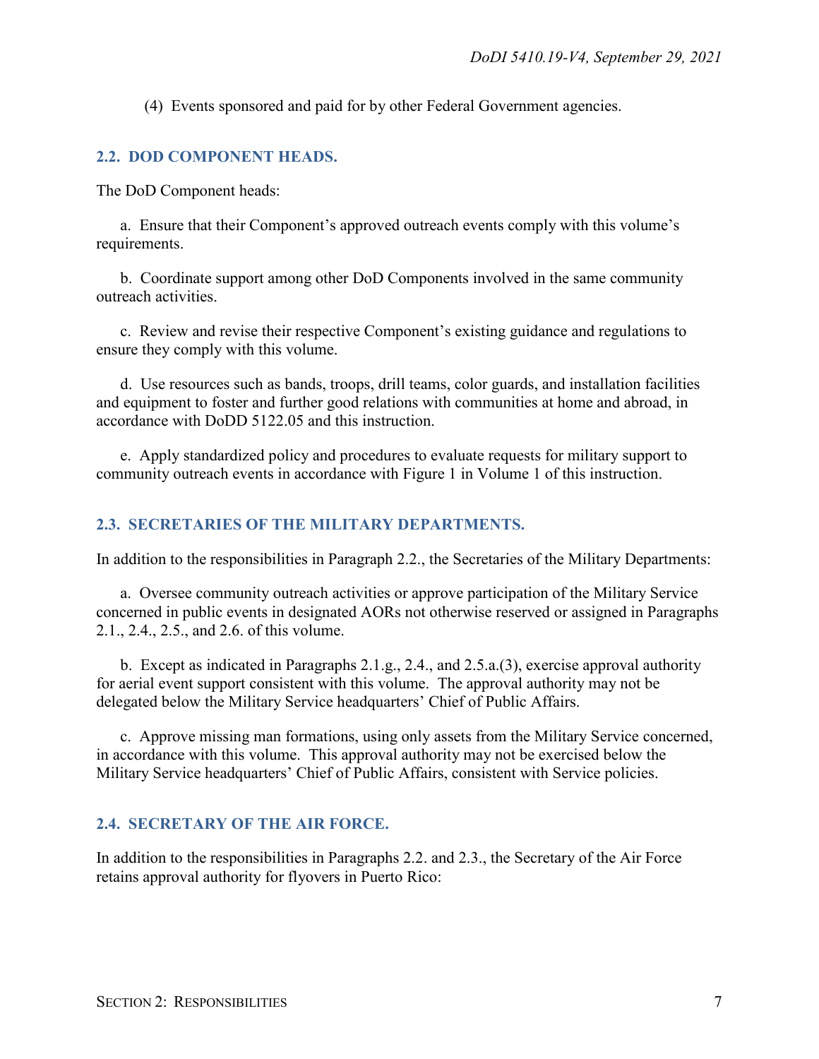(4) Events sponsored and paid for by other Federal Government agencies.

## 2.2. DOD COMPONENT HEADS.

The DoD Component heads:

a. Ensure that their Component's approved outreach events comply with this volume's requirements.

b. Coordinate support among other DoD Components involved in the same community outreach activities.

c. Review and revise their respective Component's existing guidance and regulations to ensure they comply with this volume.

d. Use resources such as bands, troops, drill teams, color guards, and installation facilities and equipment to foster and further good relations with communities at home and abroad, in accordance with DoDD 5122.05 and this instruction.

e. Apply standardized policy and procedures to evaluate requests for military support to community outreach events in accordance with Figure 1 in Volume 1 of this instruction.

## 2.3. SECRETARIES OF THE MILITARY DEPARTMENTS.

In addition to the responsibilities in Paragraph 2.2., the Secretaries of the Military Departments:

a. Oversee community outreach activities or approve participation of the Military Service concerned in public events in designated AORs not otherwise reserved or assigned in Paragraphs 2.1., 2.4., 2.5., and 2.6. of this volume.

b. Except as indicated in Paragraphs 2.1.g., 2.4., and 2.5.a.(3), exercise approval authority for aerial event support consistent with this volume. The approval authority may not be delegated below the Military Service headquarters' Chief of Public Affairs.

c. Approve missing man formations, using only assets from the Military Service concerned, in accordance with this volume. This approval authority may not be exercised below the Military Service headquarters' Chief of Public Affairs, consistent with Service policies.

## 2.4. SECRETARY OF THE AIR FORCE.

In addition to the responsibilities in Paragraphs 2.2. and 2.3., the Secretary of the Air Force retains approval authority for flyovers in Puerto Rico: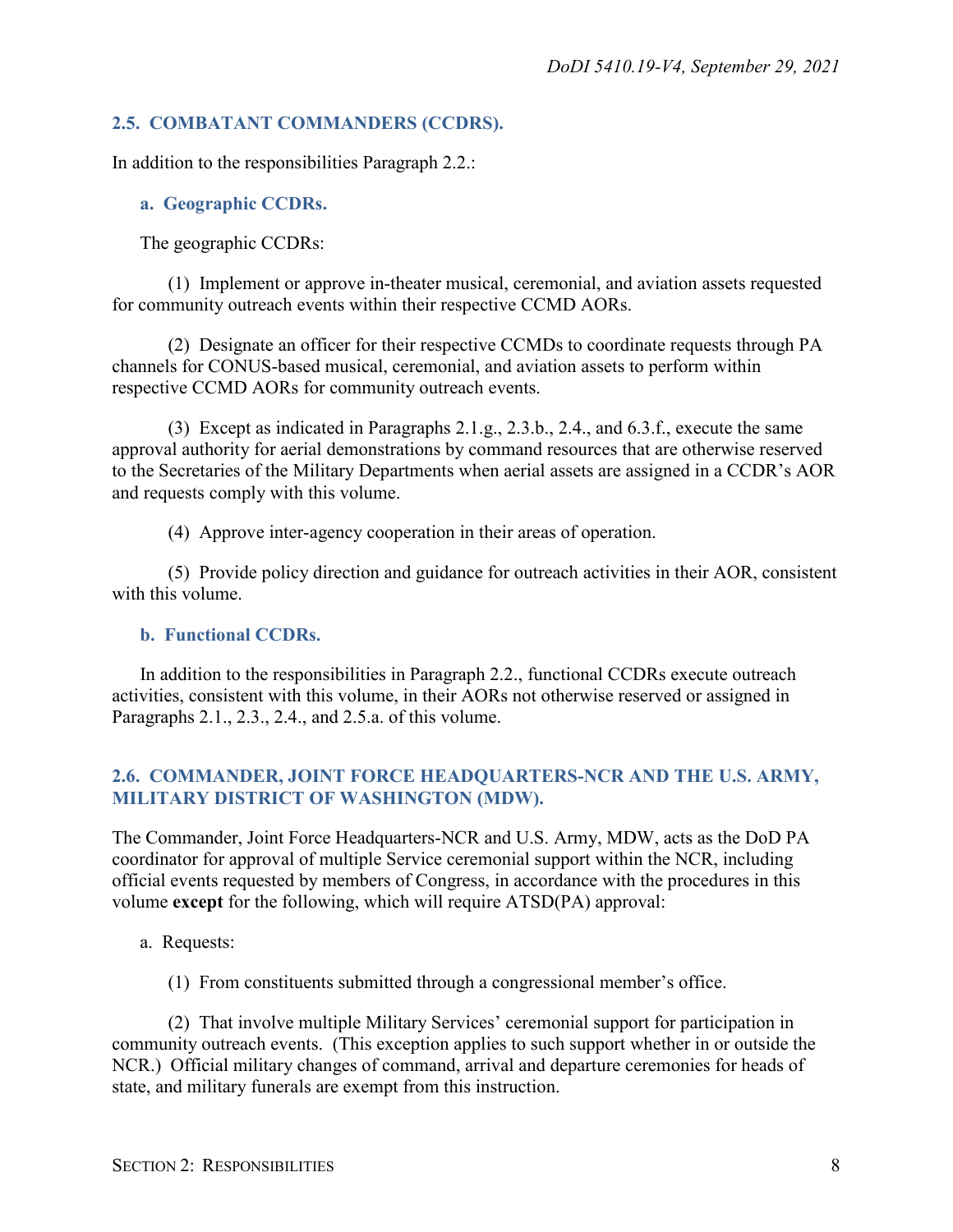## 2.5. COMBATANT COMMANDERS (CCDRS).

In addition to the responsibilities Paragraph 2.2.:

### a. Geographic CCDRs.

The geographic CCDRs:

(1) Implement or approve in-theater musical, ceremonial, and aviation assets requested for community outreach events within their respective CCMD AORs.

(2) Designate an officer for their respective CCMDs to coordinate requests through PA channels for CONUS-based musical, ceremonial, and aviation assets to perform within respective CCMD AORs for community outreach events.

(3) Except as indicated in Paragraphs 2.1.g., 2.3.b., 2.4., and 6.3.f., execute the same approval authority for aerial demonstrations by command resources that are otherwise reserved to the Secretaries of the Military Departments when aerial assets are assigned in a CCDR's AOR and requests comply with this volume.

(4) Approve inter-agency cooperation in their areas of operation.

(5) Provide policy direction and guidance for outreach activities in their AOR, consistent with this volume.

### b. Functional CCDRs.

In addition to the responsibilities in Paragraph 2.2., functional CCDRs execute outreach activities, consistent with this volume, in their AORs not otherwise reserved or assigned in Paragraphs 2.1., 2.3., 2.4., and 2.5.a. of this volume.

## 2.6. COMMANDER, JOINT FORCE HEADQUARTERS-NCR AND THE U.S. ARMY, MILITARY DISTRICT OF WASHINGTON (MDW).

The Commander, Joint Force Headquarters-NCR and U.S. Army, MDW, acts as the DoD PA coordinator for approval of multiple Service ceremonial support within the NCR, including official events requested by members of Congress, in accordance with the procedures in this volume **except** for the following, which will require ATSD(PA) approval:

a. Requests:

(1) From constituents submitted through a congressional member's office.

(2) That involve multiple Military Services' ceremonial support for participation in community outreach events. (This exception applies to such support whether in or outside the NCR.) Official military changes of command, arrival and departure ceremonies for heads of state, and military funerals are exempt from this instruction.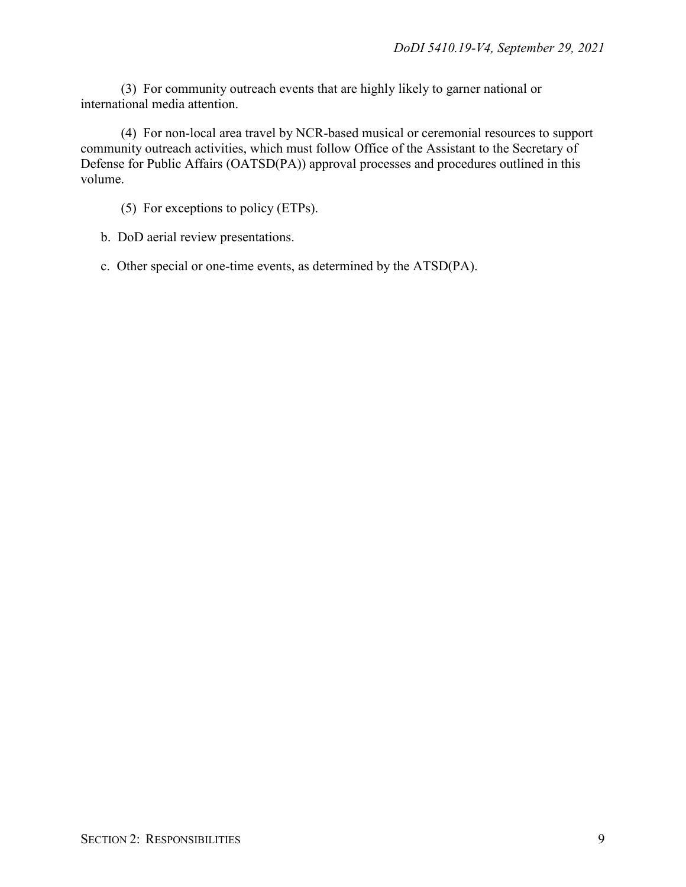(3) For community outreach events that are highly likely to garner national or international media attention.

(4) For non-local area travel by NCR-based musical or ceremonial resources to support community outreach activities, which must follow Office of the Assistant to the Secretary of Defense for Public Affairs (OATSD(PA)) approval processes and procedures outlined in this volume.

(5) For exceptions to policy (ETPs).

b. DoD aerial review presentations.

c. Other special or one-time events, as determined by the ATSD(PA).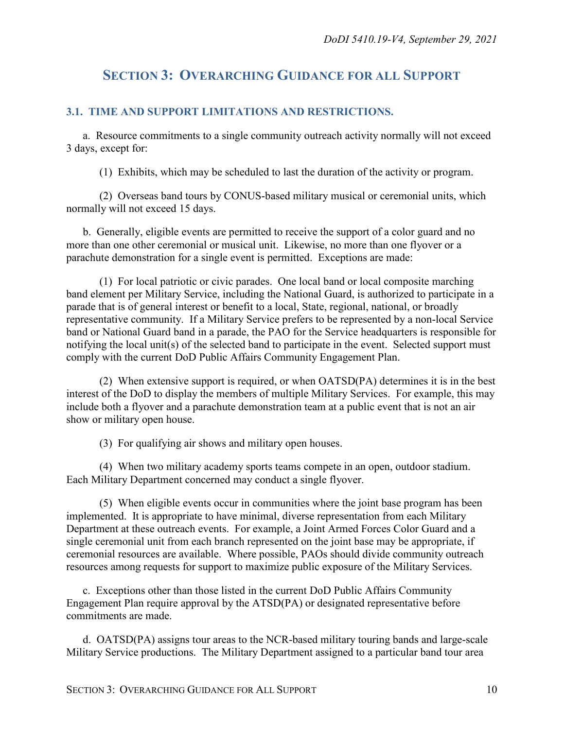## SECTION 3: OVERARCHING GUIDANCE FOR ALL SUPPORT

### 3.1. TIME AND SUPPORT LIMITATIONS AND RESTRICTIONS.

a. Resource commitments to a single community outreach activity normally will not exceed 3 days, except for:

(1) Exhibits, which may be scheduled to last the duration of the activity or program.

(2) Overseas band tours by CONUS-based military musical or ceremonial units, which normally will not exceed 15 days.

b. Generally, eligible events are permitted to receive the support of a color guard and no more than one other ceremonial or musical unit. Likewise, no more than one flyover or a parachute demonstration for a single event is permitted. Exceptions are made:

(1) For local patriotic or civic parades. One local band or local composite marching band element per Military Service, including the National Guard, is authorized to participate in a parade that is of general interest or benefit to a local, State, regional, national, or broadly representative community. If a Military Service prefers to be represented by a non-local Service band or National Guard band in a parade, the PAO for the Service headquarters is responsible for notifying the local unit(s) of the selected band to participate in the event. Selected support must comply with the current DoD Public Affairs Community Engagement Plan.

(2) When extensive support is required, or when OATSD(PA) determines it is in the best interest of the DoD to display the members of multiple Military Services. For example, this may include both a flyover and a parachute demonstration team at a public event that is not an air show or military open house.

(3) For qualifying air shows and military open houses.

(4) When two military academy sports teams compete in an open, outdoor stadium. Each Military Department concerned may conduct a single flyover.

(5) When eligible events occur in communities where the joint base program has been implemented. It is appropriate to have minimal, diverse representation from each Military Department at these outreach events. For example, a Joint Armed Forces Color Guard and a single ceremonial unit from each branch represented on the joint base may be appropriate, if ceremonial resources are available. Where possible, PAOs should divide community outreach resources among requests for support to maximize public exposure of the Military Services.

c. Exceptions other than those listed in the current DoD Public Affairs Community Engagement Plan require approval by the ATSD(PA) or designated representative before commitments are made.

d. OATSD(PA) assigns tour areas to the NCR-based military touring bands and large-scale Military Service productions. The Military Department assigned to a particular band tour area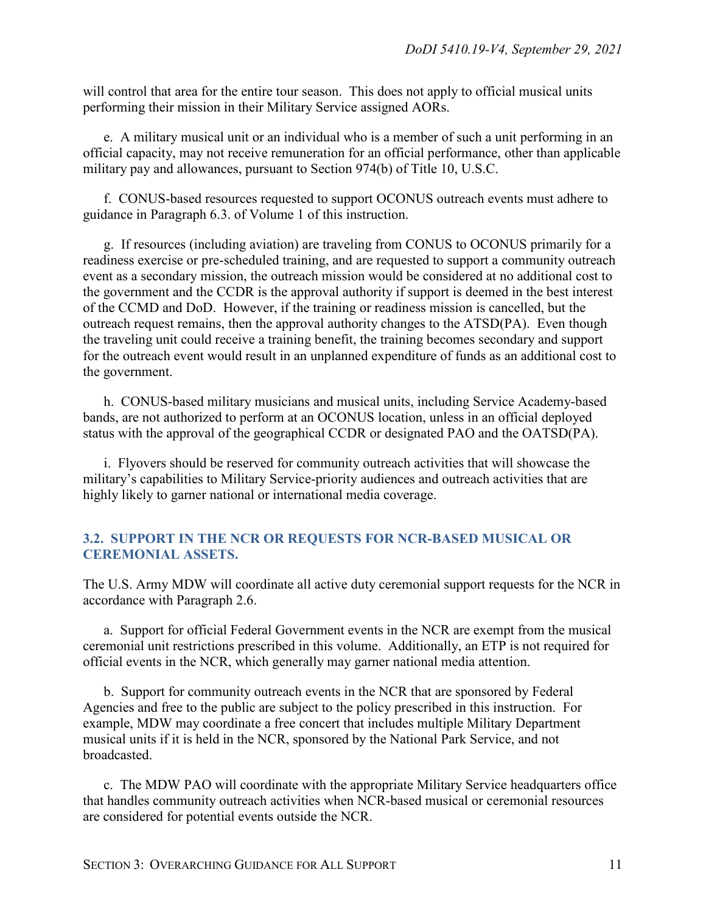will control that area for the entire tour season. This does not apply to official musical units performing their mission in their Military Service assigned AORs.

e. A military musical unit or an individual who is a member of such a unit performing in an official capacity, may not receive remuneration for an official performance, other than applicable military pay and allowances, pursuant to Section 974(b) of Title 10, U.S.C.

f. CONUS-based resources requested to support OCONUS outreach events must adhere to guidance in Paragraph 6.3. of Volume 1 of this instruction.

g. If resources (including aviation) are traveling from CONUS to OCONUS primarily for a readiness exercise or pre-scheduled training, and are requested to support a community outreach event as a secondary mission, the outreach mission would be considered at no additional cost to the government and the CCDR is the approval authority if support is deemed in the best interest of the CCMD and DoD. However, if the training or readiness mission is cancelled, but the outreach request remains, then the approval authority changes to the ATSD(PA). Even though the traveling unit could receive a training benefit, the training becomes secondary and support for the outreach event would result in an unplanned expenditure of funds as an additional cost to the government.

h. CONUS-based military musicians and musical units, including Service Academy-based bands, are not authorized to perform at an OCONUS location, unless in an official deployed status with the approval of the geographical CCDR or designated PAO and the OATSD(PA).

i. Flyovers should be reserved for community outreach activities that will showcase the military's capabilities to Military Service-priority audiences and outreach activities that are highly likely to garner national or international media coverage.

## 3.2. SUPPORT IN THE NCR OR REQUESTS FOR NCR-BASED MUSICAL OR CEREMONIAL ASSETS.

The U.S. Army MDW will coordinate all active duty ceremonial support requests for the NCR in accordance with Paragraph 2.6.

a. Support for official Federal Government events in the NCR are exempt from the musical ceremonial unit restrictions prescribed in this volume. Additionally, an ETP is not required for official events in the NCR, which generally may garner national media attention.

b. Support for community outreach events in the NCR that are sponsored by Federal Agencies and free to the public are subject to the policy prescribed in this instruction. For example, MDW may coordinate a free concert that includes multiple Military Department musical units if it is held in the NCR, sponsored by the National Park Service, and not broadcasted.

c. The MDW PAO will coordinate with the appropriate Military Service headquarters office that handles community outreach activities when NCR-based musical or ceremonial resources are considered for potential events outside the NCR.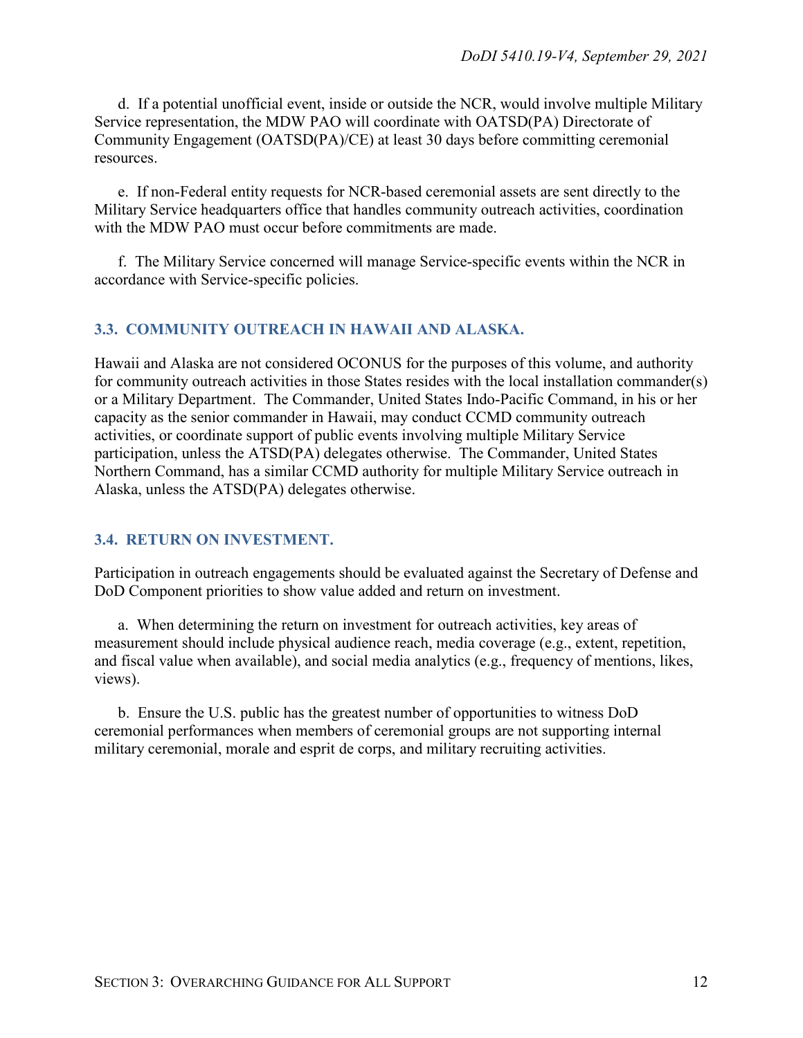d. If a potential unofficial event, inside or outside the NCR, would involve multiple Military Service representation, the MDW PAO will coordinate with OATSD(PA) Directorate of Community Engagement (OATSD(PA)/CE) at least 30 days before committing ceremonial resources.

e. If non-Federal entity requests for NCR-based ceremonial assets are sent directly to the Military Service headquarters office that handles community outreach activities, coordination with the MDW PAO must occur before commitments are made.

f. The Military Service concerned will manage Service-specific events within the NCR in accordance with Service-specific policies.

## 3.3. COMMUNITY OUTREACH IN HAWAII AND ALASKA.

Hawaii and Alaska are not considered OCONUS for the purposes of this volume, and authority for community outreach activities in those States resides with the local installation commander(s) or a Military Department. The Commander, United States Indo-Pacific Command, in his or her capacity as the senior commander in Hawaii, may conduct CCMD community outreach activities, or coordinate support of public events involving multiple Military Service participation, unless the ATSD(PA) delegates otherwise. The Commander, United States Northern Command, has a similar CCMD authority for multiple Military Service outreach in Alaska, unless the ATSD(PA) delegates otherwise.

## 3.4. RETURN ON INVESTMENT.

Participation in outreach engagements should be evaluated against the Secretary of Defense and DoD Component priorities to show value added and return on investment.

a. When determining the return on investment for outreach activities, key areas of measurement should include physical audience reach, media coverage (e.g., extent, repetition, and fiscal value when available), and social media analytics (e.g., frequency of mentions, likes, views).

b. Ensure the U.S. public has the greatest number of opportunities to witness DoD ceremonial performances when members of ceremonial groups are not supporting internal military ceremonial, morale and esprit de corps, and military recruiting activities.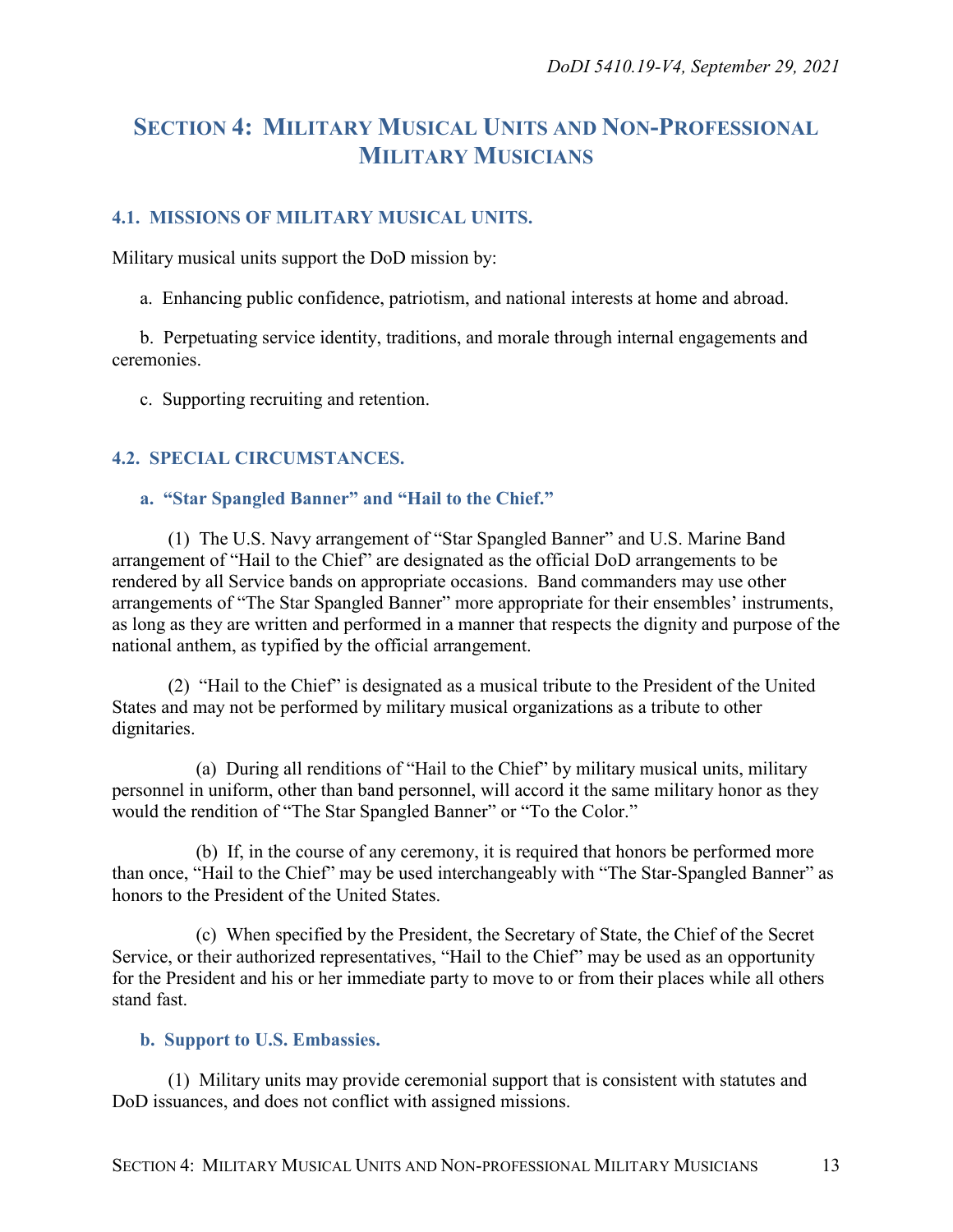# SECTION 4: MILITARY MUSICAL UNITS AND NON-PROFESSIONAL MILITARY MUSICIANS

## 4.1. MISSIONS OF MILITARY MUSICAL UNITS.

Military musical units support the DoD mission by:

a. Enhancing public confidence, patriotism, and national interests at home and abroad.

b. Perpetuating service identity, traditions, and morale through internal engagements and ceremonies.

c. Supporting recruiting and retention.

## 4.2. SPECIAL CIRCUMSTANCES.

### a. "Star Spangled Banner" and "Hail to the Chief."

(1) The U.S. Navy arrangement of "Star Spangled Banner" and U.S. Marine Band arrangement of "Hail to the Chief" are designated as the official DoD arrangements to be rendered by all Service bands on appropriate occasions. Band commanders may use other arrangements of "The Star Spangled Banner" more appropriate for their ensembles' instruments, as long as they are written and performed in a manner that respects the dignity and purpose of the national anthem, as typified by the official arrangement.

(2) "Hail to the Chief" is designated as a musical tribute to the President of the United States and may not be performed by military musical organizations as a tribute to other dignitaries.

(a) During all renditions of "Hail to the Chief" by military musical units, military personnel in uniform, other than band personnel, will accord it the same military honor as they would the rendition of "The Star Spangled Banner" or "To the Color."

(b) If, in the course of any ceremony, it is required that honors be performed more than once, "Hail to the Chief" may be used interchangeably with "The Star-Spangled Banner" as honors to the President of the United States.

(c) When specified by the President, the Secretary of State, the Chief of the Secret Service, or their authorized representatives, "Hail to the Chief" may be used as an opportunity for the President and his or her immediate party to move to or from their places while all others stand fast.

### b. Support to U.S. Embassies.

(1) Military units may provide ceremonial support that is consistent with statutes and DoD issuances, and does not conflict with assigned missions.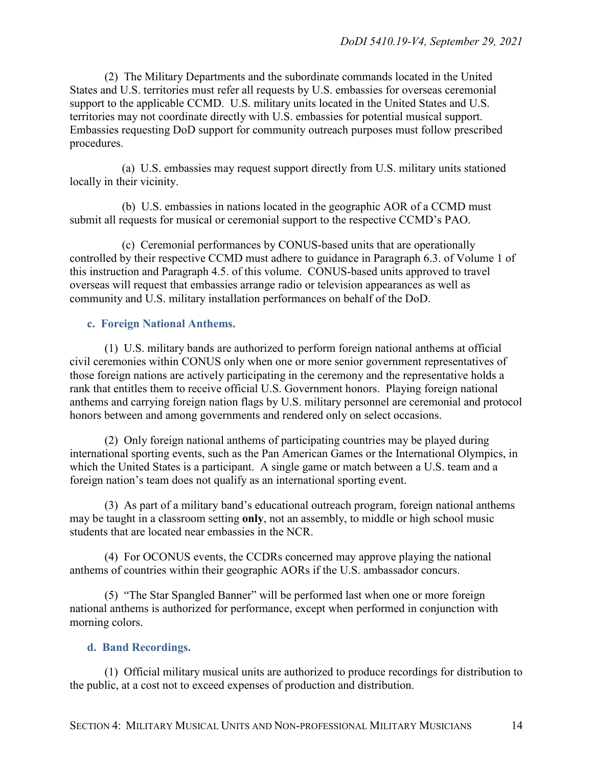(2) The Military Departments and the subordinate commands located in the United States and U.S. territories must refer all requests by U.S. embassies for overseas ceremonial support to the applicable CCMD. U.S. military units located in the United States and U.S. territories may not coordinate directly with U.S. embassies for potential musical support. Embassies requesting DoD support for community outreach purposes must follow prescribed procedures.

(a) U.S. embassies may request support directly from U.S. military units stationed locally in their vicinity.

(b) U.S. embassies in nations located in the geographic AOR of a CCMD must submit all requests for musical or ceremonial support to the respective CCMD's PAO.

(c) Ceremonial performances by CONUS-based units that are operationally controlled by their respective CCMD must adhere to guidance in Paragraph 6.3. of Volume 1 of this instruction and Paragraph 4.5. of this volume. CONUS-based units approved to travel overseas will request that embassies arrange radio or television appearances as well as community and U.S. military installation performances on behalf of the DoD.

### c. Foreign National Anthems.

(1) U.S. military bands are authorized to perform foreign national anthems at official civil ceremonies within CONUS only when one or more senior government representatives of those foreign nations are actively participating in the ceremony and the representative holds a rank that entitles them to receive official U.S. Government honors. Playing foreign national anthems and carrying foreign nation flags by U.S. military personnel are ceremonial and protocol honors between and among governments and rendered only on select occasions.

(2) Only foreign national anthems of participating countries may be played during international sporting events, such as the Pan American Games or the International Olympics, in which the United States is a participant. A single game or match between a U.S. team and a foreign nation's team does not qualify as an international sporting event.

(3) As part of a military band's educational outreach program, foreign national anthems may be taught in a classroom setting **only**, not an assembly, to middle or high school music students that are located near embassies in the NCR.

(4) For OCONUS events, the CCDRs concerned may approve playing the national anthems of countries within their geographic AORs if the U.S. ambassador concurs.

(5) "The Star Spangled Banner" will be performed last when one or more foreign national anthems is authorized for performance, except when performed in conjunction with morning colors.

### d. Band Recordings.

(1) Official military musical units are authorized to produce recordings for distribution to the public, at a cost not to exceed expenses of production and distribution.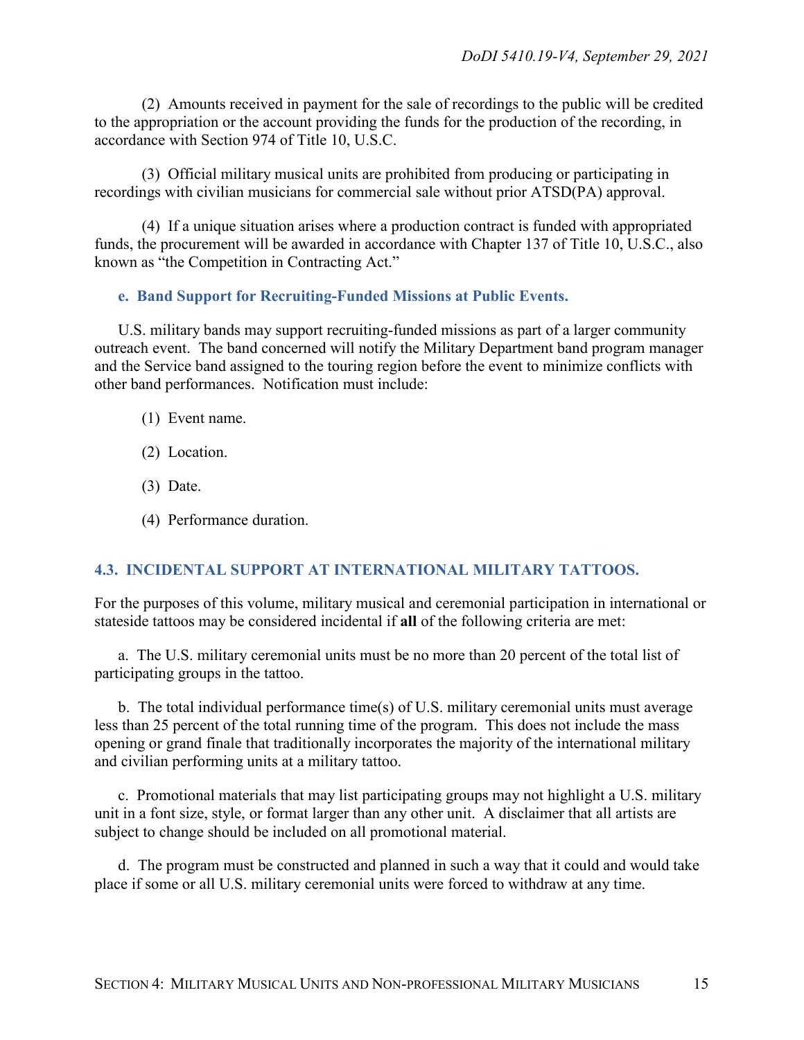(2) Amounts received in payment for the sale of recordings to the public will be credited to the appropriation or the account providing the funds for the production of the recording, in accordance with Section 974 of Title 10, U.S.C.

(3) Official military musical units are prohibited from producing or participating in recordings with civilian musicians for commercial sale without prior ATSD(PA) approval.

(4) If a unique situation arises where a production contract is funded with appropriated funds, the procurement will be awarded in accordance with Chapter 137 of Title 10, U.S.C., also known as "the Competition in Contracting Act."

#### e. Band Support for Recruiting-Funded Missions at Public Events.

U.S. military bands may support recruiting-funded missions as part of a larger community outreach event. The band concerned will notify the Military Department band program manager and the Service band assigned to the touring region before the event to minimize conflicts with other band performances. Notification must include:

(1) Event name.

(2) Location.

(3) Date.

(4) Performance duration.

### 4.3. INCIDENTAL SUPPORT AT INTERNATIONAL MILITARY TATTOOS.

For the purposes of this volume, military musical and ceremonial participation in international or stateside tattoos may be considered incidental if **all** of the following criteria are met:

a. The U.S. military ceremonial units must be no more than 20 percent of the total list of participating groups in the tattoo.

b. The total individual performance time(s) of U.S. military ceremonial units must average less than 25 percent of the total running time of the program. This does not include the mass opening or grand finale that traditionally incorporates the majority of the international military and civilian performing units at a military tattoo.

c. Promotional materials that may list participating groups may not highlight a U.S. military unit in a font size, style, or format larger than any other unit. A disclaimer that all artists are subject to change should be included on all promotional material.

d. The program must be constructed and planned in such a way that it could and would take place if some or all U.S. military ceremonial units were forced to withdraw at any time.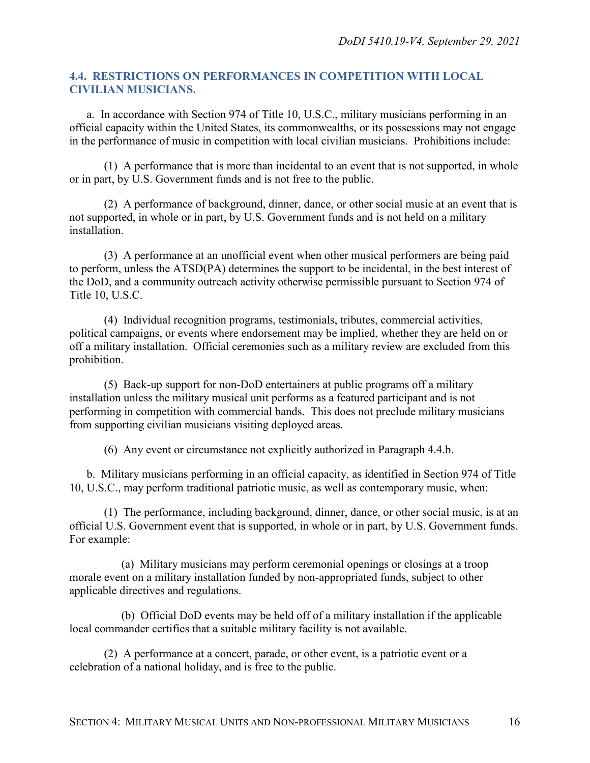### 4.4. RESTRICTIONS ON PERFORMANCES IN COMPETITION WITH LOCAL CIVILIAN MUSICIANS.

a. In accordance with Section 974 of Title 10, U.S.C., military musicians performing in an official capacity within the United States, its commonwealths, or its possessions may not engage in the performance of music in competition with local civilian musicians. Prohibitions include:

(1) A performance that is more than incidental to an event that is not supported, in whole or in part, by U.S. Government funds and is not free to the public.

(2) A performance of background, dinner, dance, or other social music at an event that is not supported, in whole or in part, by U.S. Government funds and is not held on a military installation.

(3) A performance at an unofficial event when other musical performers are being paid to perform, unless the ATSD(PA) determines the support to be incidental, in the best interest of the DoD, and a community outreach activity otherwise permissible pursuant to Section 974 of Title 10, U.S.C.

(4) Individual recognition programs, testimonials, tributes, commercial activities, political campaigns, or events where endorsement may be implied, whether they are held on or off a military installation. Official ceremonies such as a military review are excluded from this prohibition.

(5) Back-up support for non-DoD entertainers at public programs off a military installation unless the military musical unit performs as a featured participant and is not performing in competition with commercial bands. This does not preclude military musicians from supporting civilian musicians visiting deployed areas.

(6) Any event or circumstance not explicitly authorized in Paragraph 4.4.b.

b. Military musicians performing in an official capacity, as identified in Section 974 of Title 10, U.S.C., may perform traditional patriotic music, as well as contemporary music, when:

(1) The performance, including background, dinner, dance, or other social music, is at an official U.S. Government event that is supported, in whole or in part, by U.S. Government funds. For example:

(a) Military musicians may perform ceremonial openings or closings at a troop morale event on a military installation funded by non-appropriated funds, subject to other applicable directives and regulations.

(b) Official DoD events may be held off of a military installation if the applicable local commander certifies that a suitable military facility is not available.

(2) A performance at a concert, parade, or other event, is a patriotic event or a celebration of a national holiday, and is free to the public.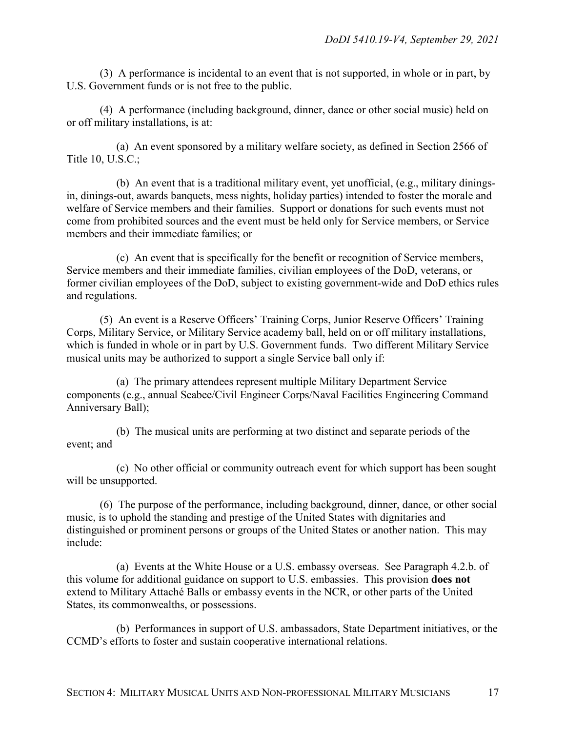(3) A performance is incidental to an event that is not supported, in whole or in part, by U.S. Government funds or is not free to the public.

(4) A performance (including background, dinner, dance or other social music) held on or off military installations, is at:

(a) An event sponsored by a military welfare society, as defined in Section 2566 of Title 10, U.S.C.;

(b) An event that is a traditional military event, yet unofficial, (e.g., military dinings-in, dinings-out, awards banquets, mess nights, holiday parties) intended to foster the morale and welfare of Service members and their families. Support or donations for such events must not come from prohibited sources and the event must be held only for Service members, or Service members and their immediate families; or

(c) An event that is specifically for the benefit or recognition of Service members, Service members and their immediate families, civilian employees of the DoD, veterans, or former civilian employees of the DoD, subject to existing government-wide and DoD ethics rules and regulations.

(5) An event is a Reserve Officers' Training Corps, Junior Reserve Officers' Training Corps, Military Service, or Military Service academy ball, held on or off military installations, which is funded in whole or in part by U.S. Government funds. Two different Military Service musical units may be authorized to support a single Service ball only if:

(a) The primary attendees represent multiple Military Department Service components (e.g., annual Seabee/Civil Engineer Corps/Naval Facilities Engineering Command Anniversary Ball);

(b) The musical units are performing at two distinct and separate periods of the event; and

(c) No other official or community outreach event for which support has been sought will be unsupported.

(6) The purpose of the performance, including background, dinner, dance, or other social music, is to uphold the standing and prestige of the United States with dignitaries and distinguished or prominent persons or groups of the United States or another nation. This may include:

(a) Events at the White House or a U.S. embassy overseas. See Paragraph 4.2.b. of this volume for additional guidance on support to U.S. embassies. This provision **does not** extend to Military Attaché Balls or embassy events in the NCR, or other parts of the United States, its commonwealths, or possessions.

(b) Performances in support of U.S. ambassadors, State Department initiatives, or the CCMD's efforts to foster and sustain cooperative international relations.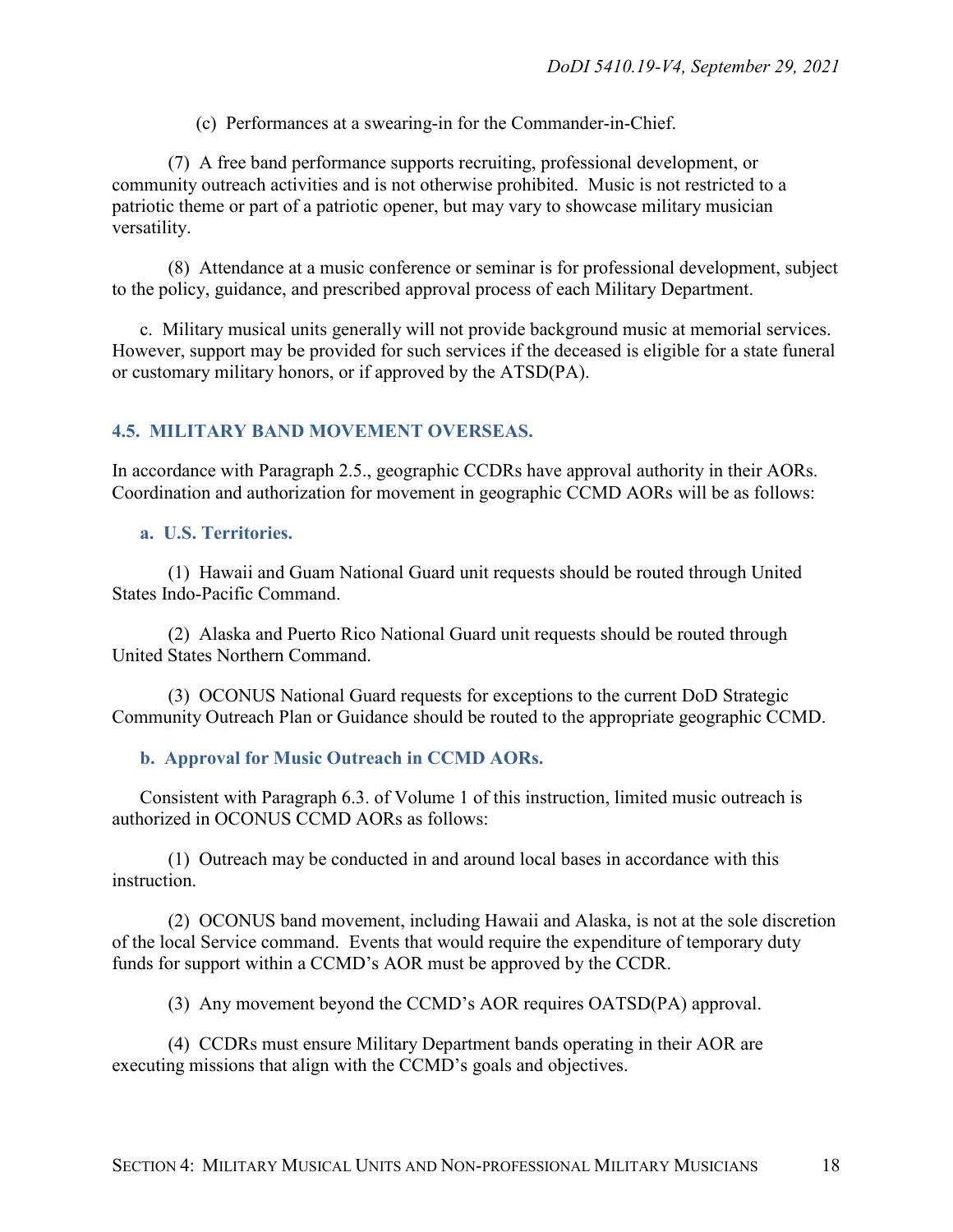(c) Performances at a swearing-in for the Commander-in-Chief.

(7) A free band performance supports recruiting, professional development, or community outreach activities and is not otherwise prohibited. Music is not restricted to a patriotic theme or part of a patriotic opener, but may vary to showcase military musician versatility.

(8) Attendance at a music conference or seminar is for professional development, subject to the policy, guidance, and prescribed approval process of each Military Department.

c. Military musical units generally will not provide background music at memorial services. However, support may be provided for such services if the deceased is eligible for a state funeral or customary military honors, or if approved by the ATSD(PA).

## 4.5. MILITARY BAND MOVEMENT OVERSEAS.

In accordance with Paragraph 2.5., geographic CCDRs have approval authority in their AORs. Coordination and authorization for movement in geographic CCMD AORs will be as follows:

### a. U.S. Territories.

(1) Hawaii and Guam National Guard unit requests should be routed through United States Indo-Pacific Command.

(2) Alaska and Puerto Rico National Guard unit requests should be routed through United States Northern Command.

(3) OCONUS National Guard requests for exceptions to the current DoD Strategic Community Outreach Plan or Guidance should be routed to the appropriate geographic CCMD.

### b. Approval for Music Outreach in CCMD AORs.

Consistent with Paragraph 6.3. of Volume 1 of this instruction, limited music outreach is authorized in OCONUS CCMD AORs as follows:

(1) Outreach may be conducted in and around local bases in accordance with this instruction.

(2) OCONUS band movement, including Hawaii and Alaska, is not at the sole discretion of the local Service command. Events that would require the expenditure of temporary duty funds for support within a CCMD's AOR must be approved by the CCDR.

(3) Any movement beyond the CCMD's AOR requires OATSD(PA) approval.

(4) CCDRs must ensure Military Department bands operating in their AOR are executing missions that align with the CCMD's goals and objectives.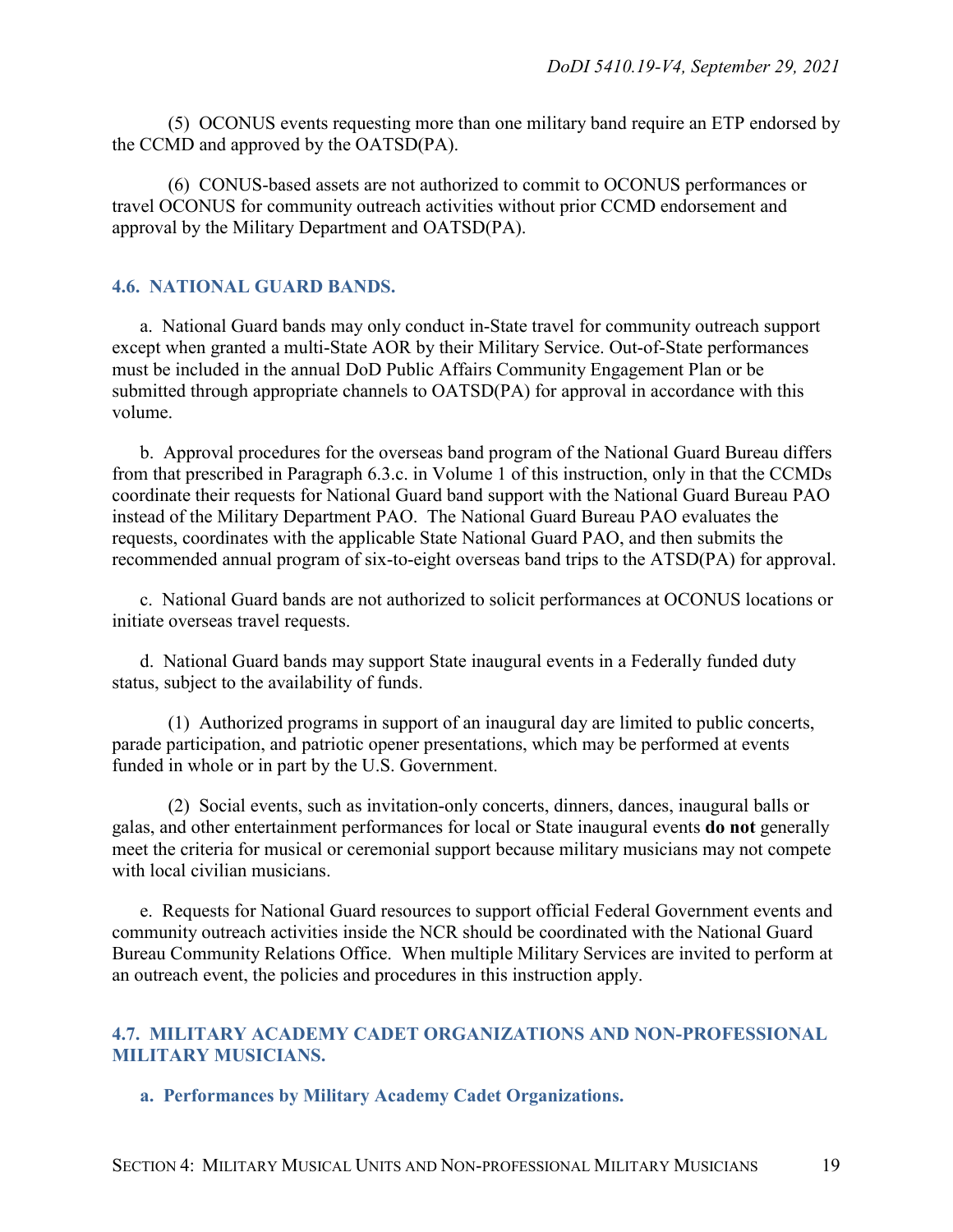(5) OCONUS events requesting more than one military band require an ETP endorsed by the CCMD and approved by the OATSD(PA).

(6) CONUS-based assets are not authorized to commit to OCONUS performances or travel OCONUS for community outreach activities without prior CCMD endorsement and approval by the Military Department and OATSD(PA).

## 4.6. NATIONAL GUARD BANDS.

a. National Guard bands may only conduct in-State travel for community outreach support except when granted a multi-State AOR by their Military Service. Out-of-State performances must be included in the annual DoD Public Affairs Community Engagement Plan or be submitted through appropriate channels to OATSD(PA) for approval in accordance with this volume.

b. Approval procedures for the overseas band program of the National Guard Bureau differs from that prescribed in Paragraph 6.3.c. in Volume 1 of this instruction, only in that the CCMDs coordinate their requests for National Guard band support with the National Guard Bureau PAO instead of the Military Department PAO. The National Guard Bureau PAO evaluates the requests, coordinates with the applicable State National Guard PAO, and then submits the recommended annual program of six-to-eight overseas band trips to the ATSD(PA) for approval.

c. National Guard bands are not authorized to solicit performances at OCONUS locations or initiate overseas travel requests.

d. National Guard bands may support State inaugural events in a Federally funded duty status, subject to the availability of funds.

(1) Authorized programs in support of an inaugural day are limited to public concerts, parade participation, and patriotic opener presentations, which may be performed at events funded in whole or in part by the U.S. Government.

(2) Social events, such as invitation-only concerts, dinners, dances, inaugural balls or galas, and other entertainment performances for local or State inaugural events **do not** generally meet the criteria for musical or ceremonial support because military musicians may not compete with local civilian musicians.

e. Requests for National Guard resources to support official Federal Government events and community outreach activities inside the NCR should be coordinated with the National Guard Bureau Community Relations Office. When multiple Military Services are invited to perform at an outreach event, the policies and procedures in this instruction apply.

## 4.7. MILITARY ACADEMY CADET ORGANIZATIONS AND NON-PROFESSIONAL MILITARY MUSICIANS.

### a. Performances by Military Academy Cadet Organizations.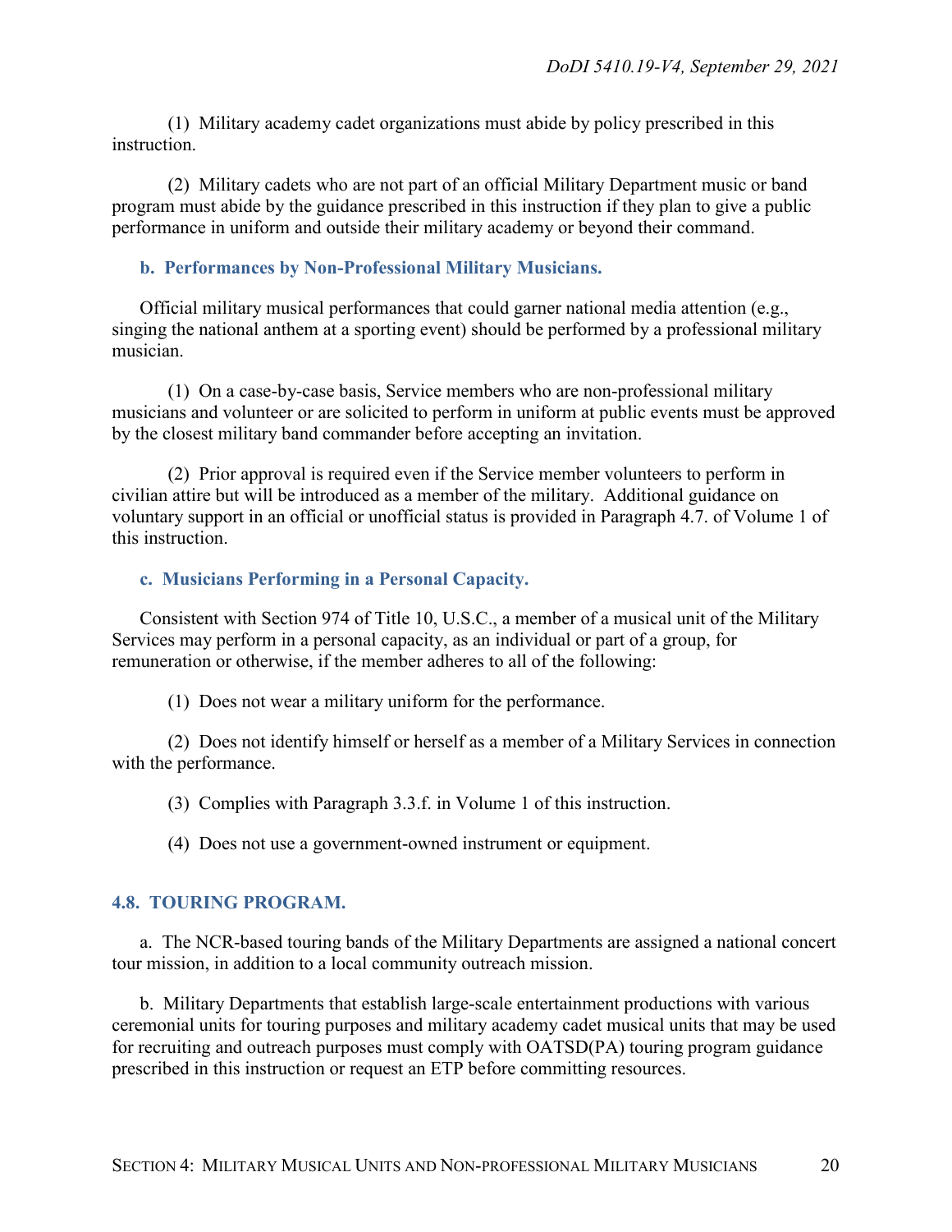(1) Military academy cadet organizations must abide by policy prescribed in this instruction.

(2) Military cadets who are not part of an official Military Department music or band program must abide by the guidance prescribed in this instruction if they plan to give a public performance in uniform and outside their military academy or beyond their command.

### b. Performances by Non-Professional Military Musicians.

Official military musical performances that could garner national media attention (e.g., singing the national anthem at a sporting event) should be performed by a professional military musician.

(1) On a case-by-case basis, Service members who are non-professional military musicians and volunteer or are solicited to perform in uniform at public events must be approved by the closest military band commander before accepting an invitation.

(2) Prior approval is required even if the Service member volunteers to perform in civilian attire but will be introduced as a member of the military. Additional guidance on voluntary support in an official or unofficial status is provided in Paragraph 4.7. of Volume 1 of this instruction.

### c. Musicians Performing in a Personal Capacity.

Consistent with Section 974 of Title 10, U.S.C., a member of a musical unit of the Military Services may perform in a personal capacity, as an individual or part of a group, for remuneration or otherwise, if the member adheres to all of the following:

(1) Does not wear a military uniform for the performance.

(2) Does not identify himself or herself as a member of a Military Services in connection with the performance.

(3) Complies with Paragraph 3.3.f. in Volume 1 of this instruction.

(4) Does not use a government-owned instrument or equipment.

## 4.8. TOURING PROGRAM.

a. The NCR-based touring bands of the Military Departments are assigned a national concert tour mission, in addition to a local community outreach mission.

b. Military Departments that establish large-scale entertainment productions with various ceremonial units for touring purposes and military academy cadet musical units that may be used for recruiting and outreach purposes must comply with OATSD(PA) touring program guidance prescribed in this instruction or request an ETP before committing resources.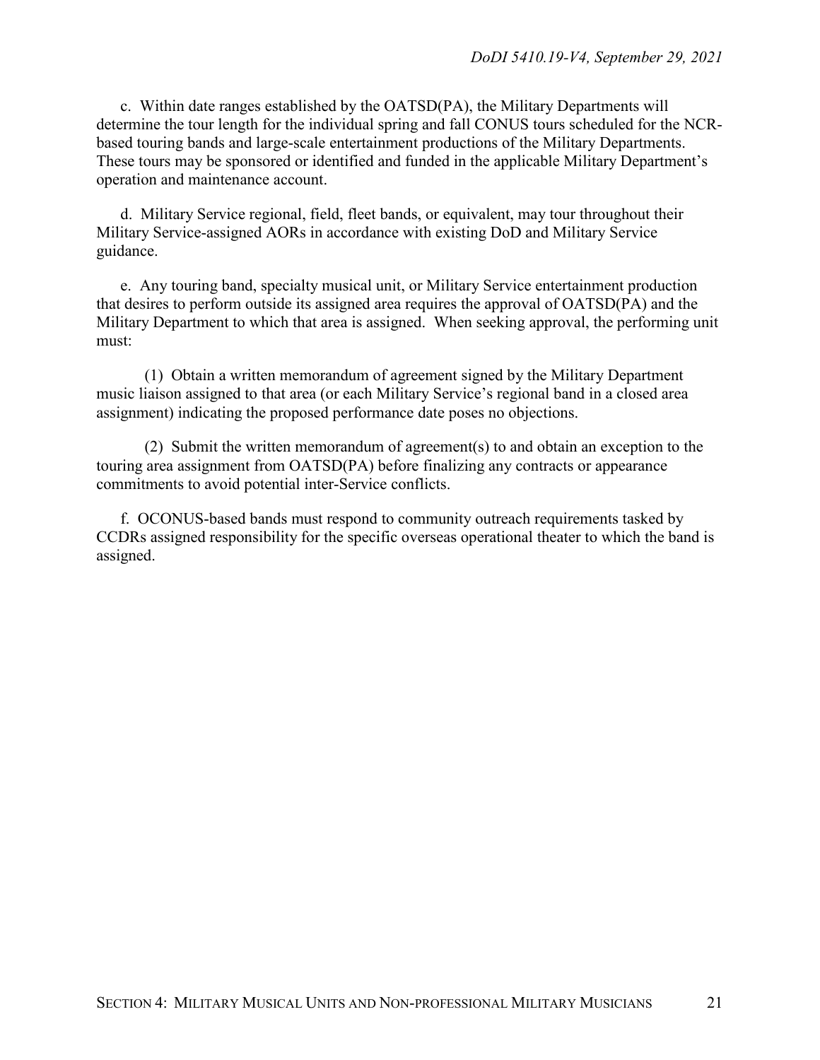c. Within date ranges established by the OATSD(PA), the Military Departments will determine the tour length for the individual spring and fall CONUS tours scheduled for the NCR-based touring bands and large-scale entertainment productions of the Military Departments. These tours may be sponsored or identified and funded in the applicable Military Department's operation and maintenance account.

d. Military Service regional, field, fleet bands, or equivalent, may tour throughout their Military Service-assigned AORs in accordance with existing DoD and Military Service guidance.

e. Any touring band, specialty musical unit, or Military Service entertainment production that desires to perform outside its assigned area requires the approval of OATSD(PA) and the Military Department to which that area is assigned. When seeking approval, the performing unit must:

(1) Obtain a written memorandum of agreement signed by the Military Department music liaison assigned to that area (or each Military Service's regional band in a closed area assignment) indicating the proposed performance date poses no objections.

(2) Submit the written memorandum of agreement(s) to and obtain an exception to the touring area assignment from OATSD(PA) before finalizing any contracts or appearance commitments to avoid potential inter-Service conflicts.

f. OCONUS-based bands must respond to community outreach requirements tasked by CCDRs assigned responsibility for the specific overseas operational theater to which the band is assigned.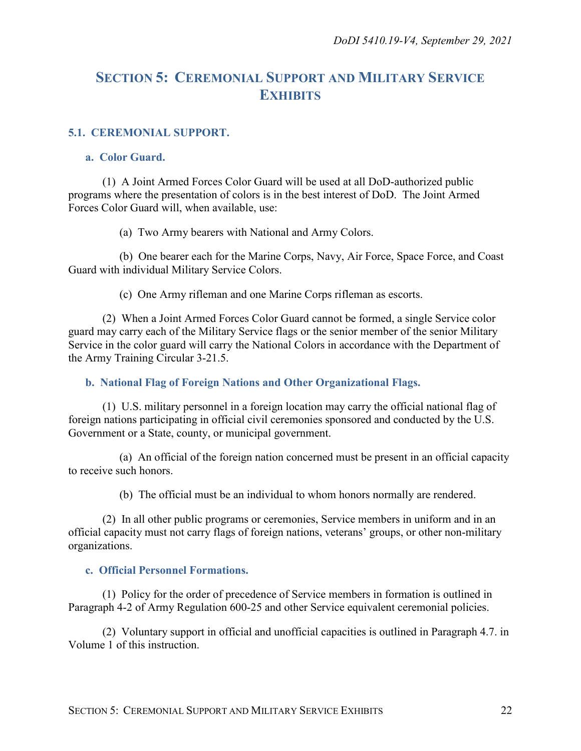# SECTION 5: CEREMONIAL SUPPORT AND MILITARY SERVICE EXHIBITS

## 5.1. CEREMONIAL SUPPORT.

### a. Color Guard.

(1) A Joint Armed Forces Color Guard will be used at all DoD-authorized public programs where the presentation of colors is in the best interest of DoD. The Joint Armed Forces Color Guard will, when available, use:

(a) Two Army bearers with National and Army Colors.

(b) One bearer each for the Marine Corps, Navy, Air Force, Space Force, and Coast Guard with individual Military Service Colors.

(c) One Army rifleman and one Marine Corps rifleman as escorts.

(2) When a Joint Armed Forces Color Guard cannot be formed, a single Service color guard may carry each of the Military Service flags or the senior member of the senior Military Service in the color guard will carry the National Colors in accordance with the Department of the Army Training Circular 3-21.5.

### b. National Flag of Foreign Nations and Other Organizational Flags.

(1) U.S. military personnel in a foreign location may carry the official national flag of foreign nations participating in official civil ceremonies sponsored and conducted by the U.S. Government or a State, county, or municipal government.

(a) An official of the foreign nation concerned must be present in an official capacity to receive such honors.

(b) The official must be an individual to whom honors normally are rendered.

(2) In all other public programs or ceremonies, Service members in uniform and in an official capacity must not carry flags of foreign nations, veterans' groups, or other non-military organizations.

### c. Official Personnel Formations.

(1) Policy for the order of precedence of Service members in formation is outlined in Paragraph 4-2 of Army Regulation 600-25 and other Service equivalent ceremonial policies.

(2) Voluntary support in official and unofficial capacities is outlined in Paragraph 4.7. in Volume 1 of this instruction.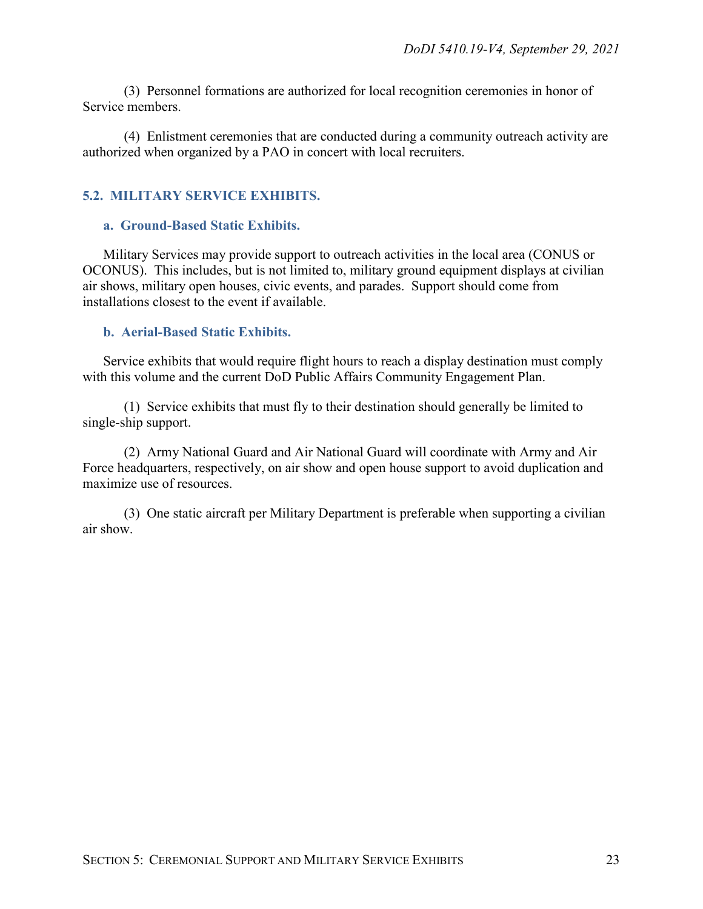(3) Personnel formations are authorized for local recognition ceremonies in honor of Service members.

(4) Enlistment ceremonies that are conducted during a community outreach activity are authorized when organized by a PAO in concert with local recruiters.

## 5.2. MILITARY SERVICE EXHIBITS.

### a. Ground-Based Static Exhibits.

Military Services may provide support to outreach activities in the local area (CONUS or OCONUS). This includes, but is not limited to, military ground equipment displays at civilian air shows, military open houses, civic events, and parades. Support should come from installations closest to the event if available.

### b. Aerial-Based Static Exhibits.

Service exhibits that would require flight hours to reach a display destination must comply with this volume and the current DoD Public Affairs Community Engagement Plan.

(1) Service exhibits that must fly to their destination should generally be limited to single-ship support.

(2) Army National Guard and Air National Guard will coordinate with Army and Air Force headquarters, respectively, on air show and open house support to avoid duplication and maximize use of resources.

(3) One static aircraft per Military Department is preferable when supporting a civilian air show.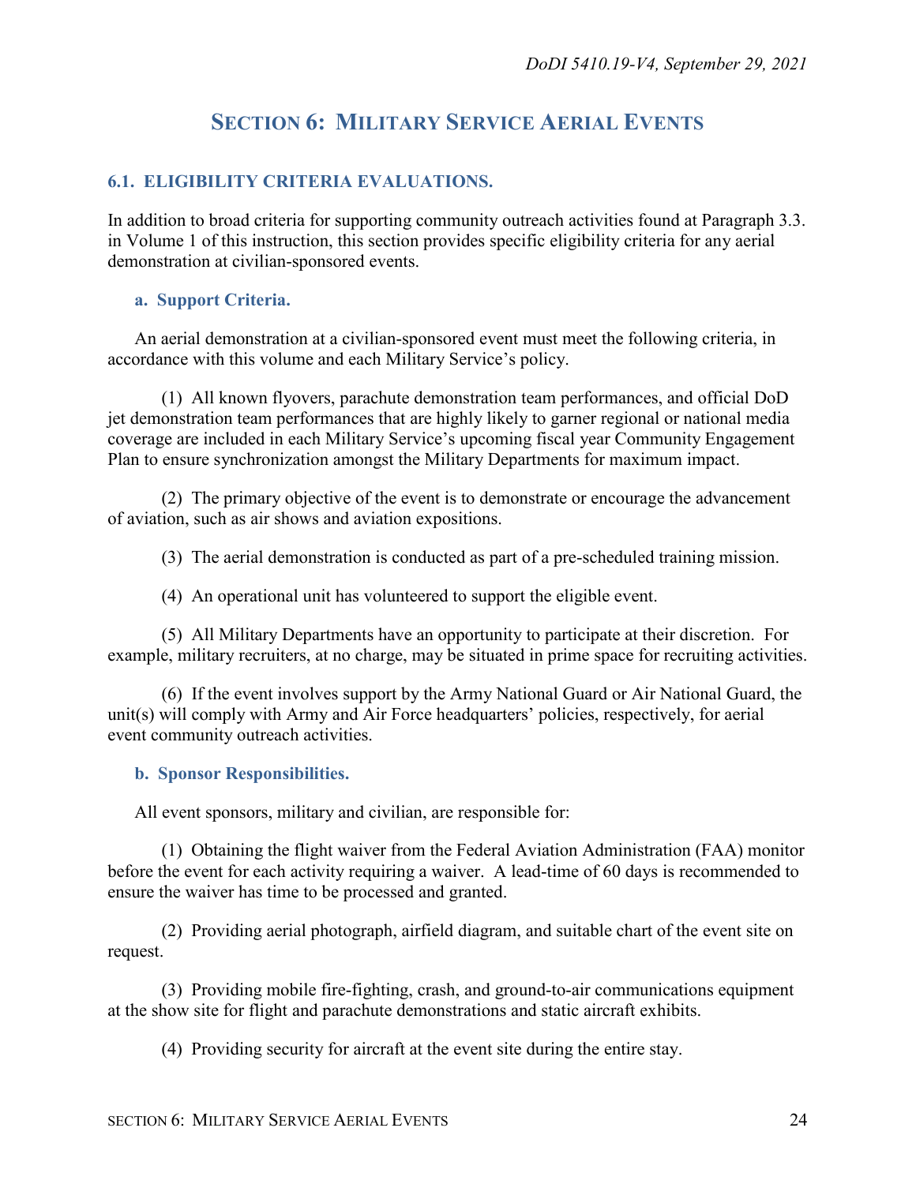## SECTION 6: MILITARY SERVICE AERIAL EVENTS

### 6.1. ELIGIBILITY CRITERIA EVALUATIONS.

In addition to broad criteria for supporting community outreach activities found at Paragraph 3.3. in Volume 1 of this instruction, this section provides specific eligibility criteria for any aerial demonstration at civilian-sponsored events.

#### a. Support Criteria.

An aerial demonstration at a civilian-sponsored event must meet the following criteria, in accordance with this volume and each Military Service's policy.

(1) All known flyovers, parachute demonstration team performances, and official DoD jet demonstration team performances that are highly likely to garner regional or national media coverage are included in each Military Service's upcoming fiscal year Community Engagement Plan to ensure synchronization amongst the Military Departments for maximum impact.

(2) The primary objective of the event is to demonstrate or encourage the advancement of aviation, such as air shows and aviation expositions.

(3) The aerial demonstration is conducted as part of a pre-scheduled training mission.

(4) An operational unit has volunteered to support the eligible event.

(5) All Military Departments have an opportunity to participate at their discretion. For example, military recruiters, at no charge, may be situated in prime space for recruiting activities.

(6) If the event involves support by the Army National Guard or Air National Guard, the unit(s) will comply with Army and Air Force headquarters' policies, respectively, for aerial event community outreach activities.

#### b. Sponsor Responsibilities.

All event sponsors, military and civilian, are responsible for:

(1) Obtaining the flight waiver from the Federal Aviation Administration (FAA) monitor before the event for each activity requiring a waiver. A lead-time of 60 days is recommended to ensure the waiver has time to be processed and granted.

(2) Providing aerial photograph, airfield diagram, and suitable chart of the event site on request.

(3) Providing mobile fire-fighting, crash, and ground-to-air communications equipment at the show site for flight and parachute demonstrations and static aircraft exhibits.

(4) Providing security for aircraft at the event site during the entire stay.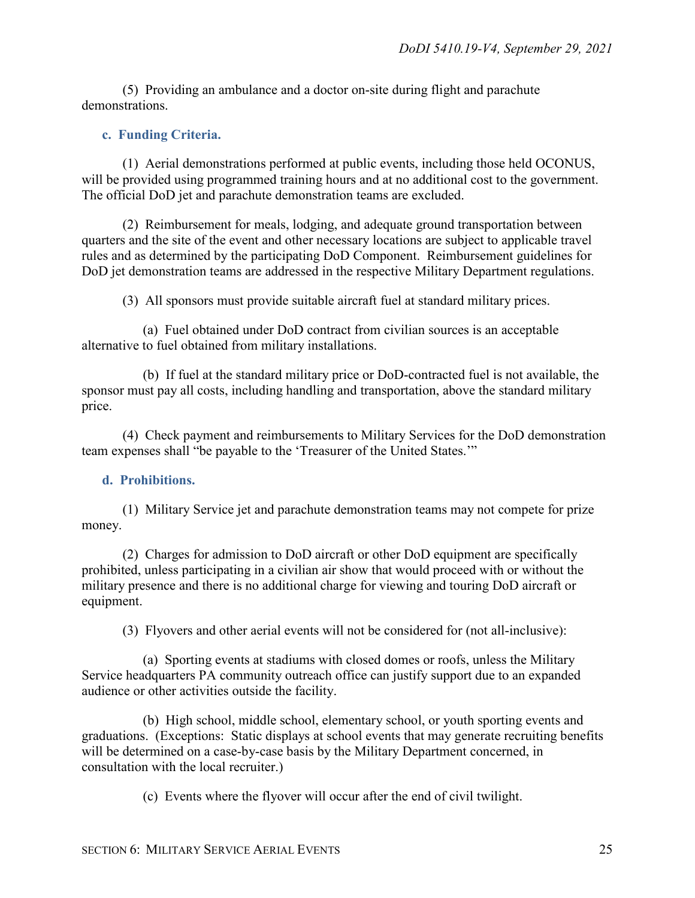(5) Providing an ambulance and a doctor on-site during flight and parachute demonstrations.

### c. Funding Criteria.

(1) Aerial demonstrations performed at public events, including those held OCONUS, will be provided using programmed training hours and at no additional cost to the government. The official DoD jet and parachute demonstration teams are excluded.

(2) Reimbursement for meals, lodging, and adequate ground transportation between quarters and the site of the event and other necessary locations are subject to applicable travel rules and as determined by the participating DoD Component. Reimbursement guidelines for DoD jet demonstration teams are addressed in the respective Military Department regulations.

(3) All sponsors must provide suitable aircraft fuel at standard military prices.

(a) Fuel obtained under DoD contract from civilian sources is an acceptable alternative to fuel obtained from military installations.

(b) If fuel at the standard military price or DoD-contracted fuel is not available, the sponsor must pay all costs, including handling and transportation, above the standard military price.

(4) Check payment and reimbursements to Military Services for the DoD demonstration team expenses shall "be payable to the 'Treasurer of the United States.'"

### d. Prohibitions.

(1) Military Service jet and parachute demonstration teams may not compete for prize money.

(2) Charges for admission to DoD aircraft or other DoD equipment are specifically prohibited, unless participating in a civilian air show that would proceed with or without the military presence and there is no additional charge for viewing and touring DoD aircraft or equipment.

(3) Flyovers and other aerial events will not be considered for (not all-inclusive):

(a) Sporting events at stadiums with closed domes or roofs, unless the Military Service headquarters PA community outreach office can justify support due to an expanded audience or other activities outside the facility.

(b) High school, middle school, elementary school, or youth sporting events and graduations. (Exceptions: Static displays at school events that may generate recruiting benefits will be determined on a case-by-case basis by the Military Department concerned, in consultation with the local recruiter.)

(c) Events where the flyover will occur after the end of civil twilight.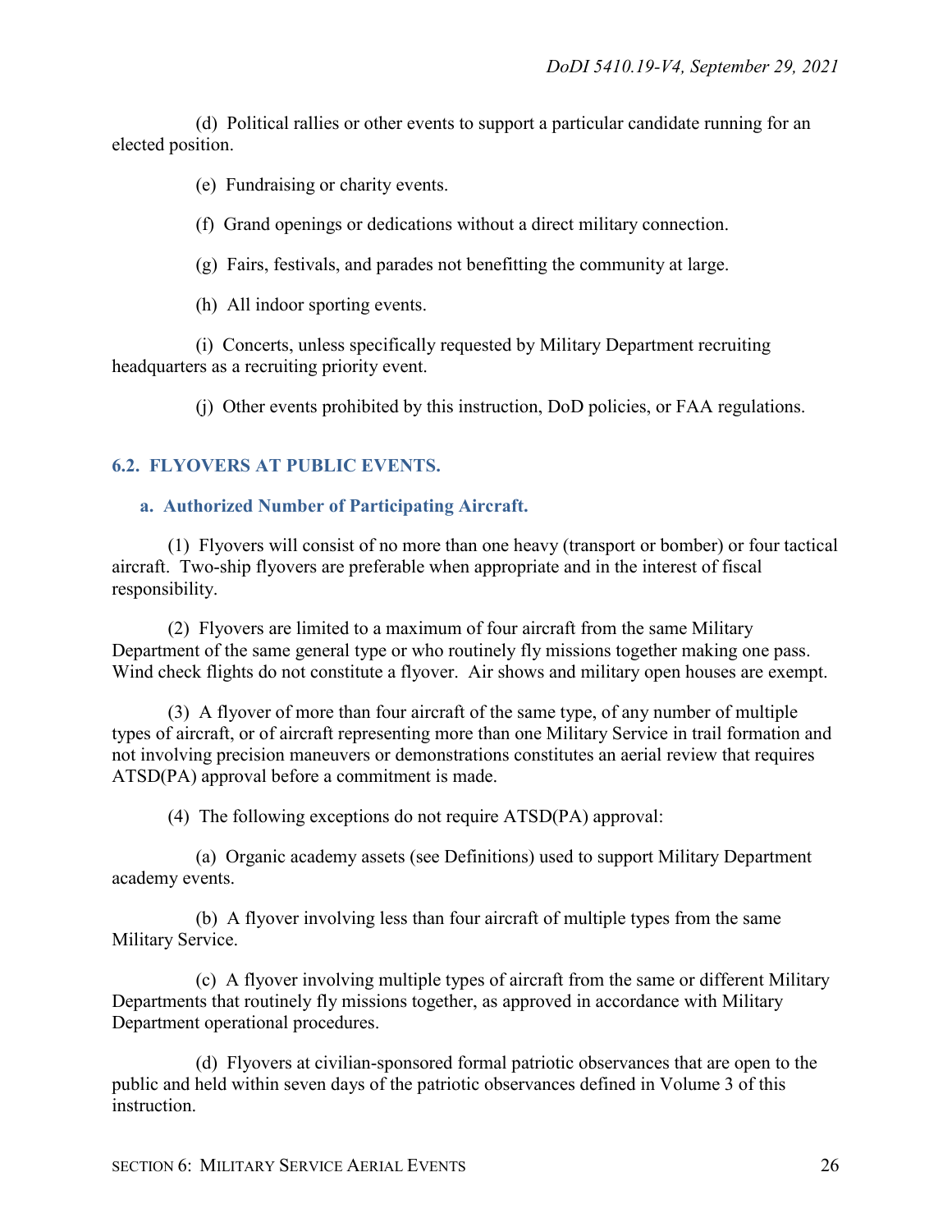(d) Political rallies or other events to support a particular candidate running for an elected position.

(e) Fundraising or charity events.

(f) Grand openings or dedications without a direct military connection.

(g) Fairs, festivals, and parades not benefitting the community at large.

(h) All indoor sporting events.

(i) Concerts, unless specifically requested by Military Department recruiting headquarters as a recruiting priority event.

(j) Other events prohibited by this instruction, DoD policies, or FAA regulations.

## 6.2. FLYOVERS AT PUBLIC EVENTS.

### a. Authorized Number of Participating Aircraft.

(1) Flyovers will consist of no more than one heavy (transport or bomber) or four tactical aircraft. Two-ship flyovers are preferable when appropriate and in the interest of fiscal responsibility.

(2) Flyovers are limited to a maximum of four aircraft from the same Military Department of the same general type or who routinely fly missions together making one pass. Wind check flights do not constitute a flyover. Air shows and military open houses are exempt.

(3) A flyover of more than four aircraft of the same type, of any number of multiple types of aircraft, or of aircraft representing more than one Military Service in trail formation and not involving precision maneuvers or demonstrations constitutes an aerial review that requires ATSD(PA) approval before a commitment is made.

(4) The following exceptions do not require ATSD(PA) approval:

(a) Organic academy assets (see Definitions) used to support Military Department academy events.

(b) A flyover involving less than four aircraft of multiple types from the same Military Service.

(c) A flyover involving multiple types of aircraft from the same or different Military Departments that routinely fly missions together, as approved in accordance with Military Department operational procedures.

(d) Flyovers at civilian-sponsored formal patriotic observances that are open to the public and held within seven days of the patriotic observances defined in Volume 3 of this instruction.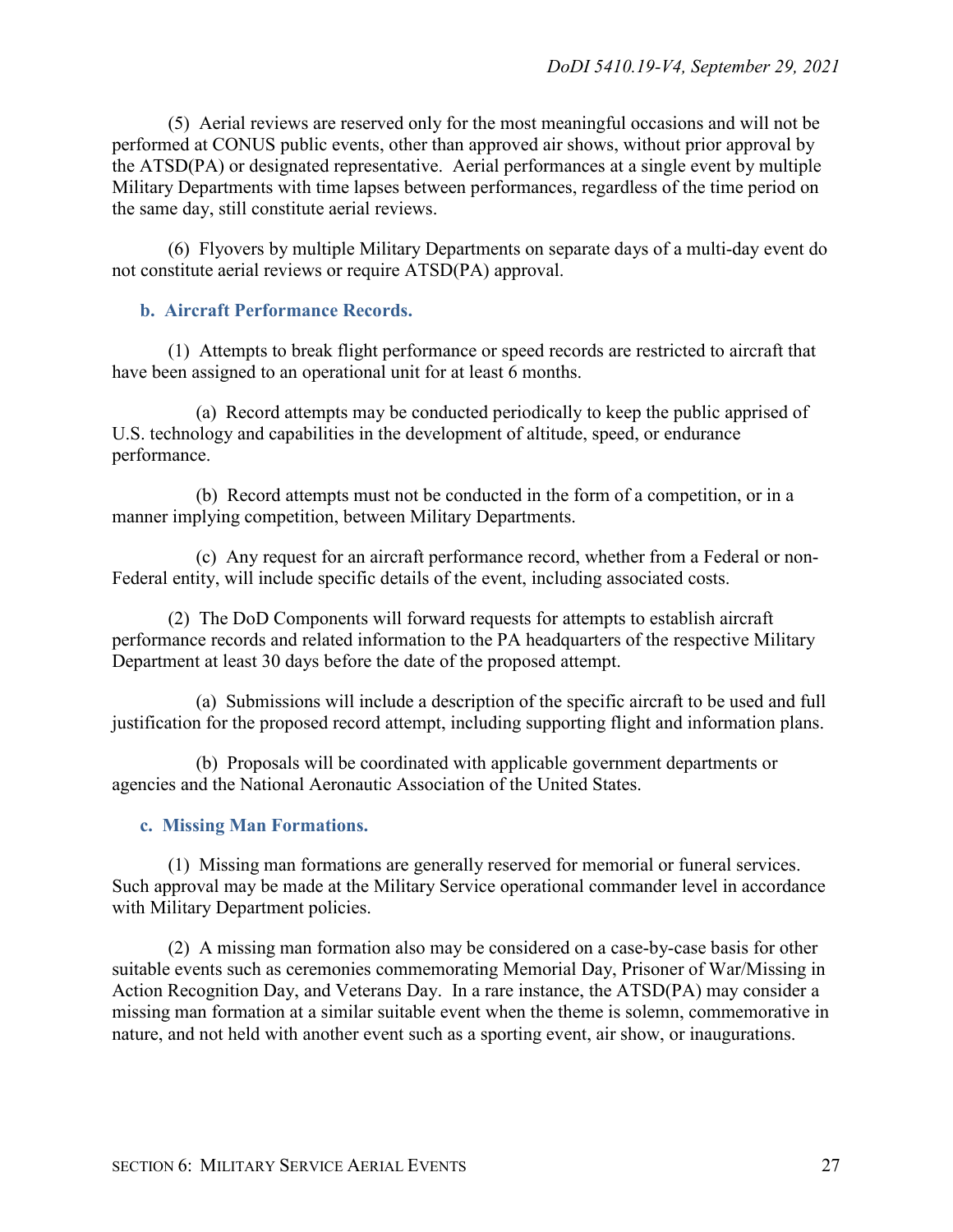(5) Aerial reviews are reserved only for the most meaningful occasions and will not be performed at CONUS public events, other than approved air shows, without prior approval by the ATSD(PA) or designated representative. Aerial performances at a single event by multiple Military Departments with time lapses between performances, regardless of the time period on the same day, still constitute aerial reviews.

(6) Flyovers by multiple Military Departments on separate days of a multi-day event do not constitute aerial reviews or require ATSD(PA) approval.

### b. Aircraft Performance Records.

(1) Attempts to break flight performance or speed records are restricted to aircraft that have been assigned to an operational unit for at least 6 months.

(a) Record attempts may be conducted periodically to keep the public apprised of U.S. technology and capabilities in the development of altitude, speed, or endurance performance.

(b) Record attempts must not be conducted in the form of a competition, or in a manner implying competition, between Military Departments.

(c) Any request for an aircraft performance record, whether from a Federal or non-Federal entity, will include specific details of the event, including associated costs.

(2) The DoD Components will forward requests for attempts to establish aircraft performance records and related information to the PA headquarters of the respective Military Department at least 30 days before the date of the proposed attempt.

(a) Submissions will include a description of the specific aircraft to be used and full justification for the proposed record attempt, including supporting flight and information plans.

(b) Proposals will be coordinated with applicable government departments or agencies and the National Aeronautic Association of the United States.

### c. Missing Man Formations.

(1) Missing man formations are generally reserved for memorial or funeral services. Such approval may be made at the Military Service operational commander level in accordance with Military Department policies.

(2) A missing man formation also may be considered on a case-by-case basis for other suitable events such as ceremonies commemorating Memorial Day, Prisoner of War/Missing in Action Recognition Day, and Veterans Day. In a rare instance, the ATSD(PA) may consider a missing man formation at a similar suitable event when the theme is solemn, commemorative in nature, and not held with another event such as a sporting event, air show, or inaugurations.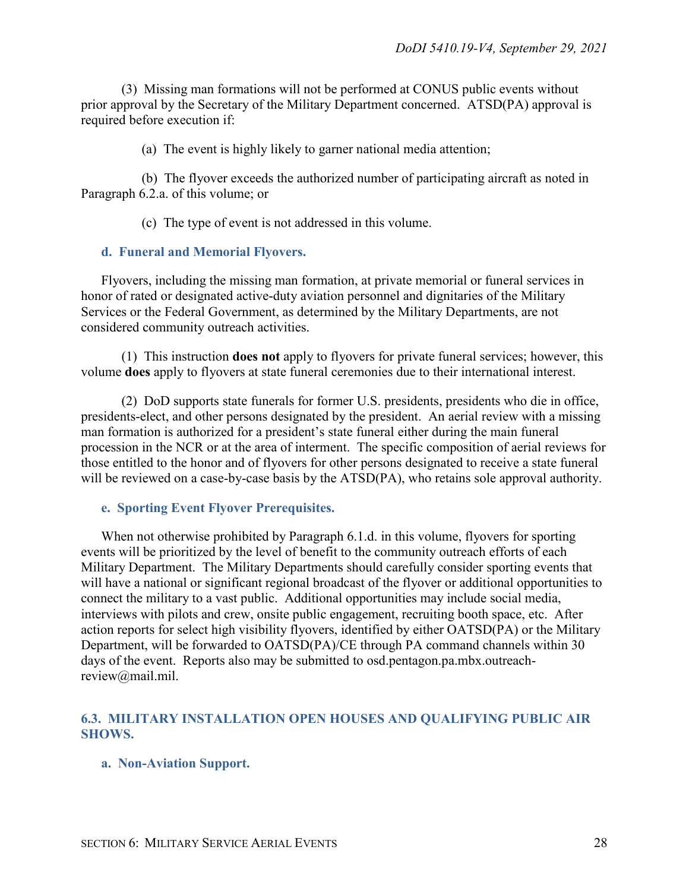(3) Missing man formations will not be performed at CONUS public events without prior approval by the Secretary of the Military Department concerned. ATSD(PA) approval is required before execution if:

(a) The event is highly likely to garner national media attention;

(b) The flyover exceeds the authorized number of participating aircraft as noted in Paragraph 6.2.a. of this volume; or

(c) The type of event is not addressed in this volume.

### d. Funeral and Memorial Flyovers.

Flyovers, including the missing man formation, at private memorial or funeral services in honor of rated or designated active-duty aviation personnel and dignitaries of the Military Services or the Federal Government, as determined by the Military Departments, are not considered community outreach activities.

(1) This instruction **does not** apply to flyovers for private funeral services; however, this volume **does** apply to flyovers at state funeral ceremonies due to their international interest.

(2) DoD supports state funerals for former U.S. presidents, presidents who die in office, presidents-elect, and other persons designated by the president. An aerial review with a missing man formation is authorized for a president's state funeral either during the main funeral procession in the NCR or at the area of interment. The specific composition of aerial reviews for those entitled to the honor and of flyovers for other persons designated to receive a state funeral will be reviewed on a case-by-case basis by the ATSD(PA), who retains sole approval authority.

### e. Sporting Event Flyover Prerequisites.

When not otherwise prohibited by Paragraph 6.1.d. in this volume, flyovers for sporting events will be prioritized by the level of benefit to the community outreach efforts of each Military Department. The Military Departments should carefully consider sporting events that will have a national or significant regional broadcast of the flyover or additional opportunities to connect the military to a vast public. Additional opportunities may include social media, interviews with pilots and crew, onsite public engagement, recruiting booth space, etc. After action reports for select high visibility flyovers, identified by either OATSD(PA) or the Military Department, will be forwarded to OATSD(PA)/CE through PA command channels within 30 days of the event. Reports also may be submitted to osd.pentagon.pa.mbx.outreach-review@mail.mil.

## 6.3. MILITARY INSTALLATION OPEN HOUSES AND QUALIFYING PUBLIC AIR SHOWS.

### a. Non-Aviation Support.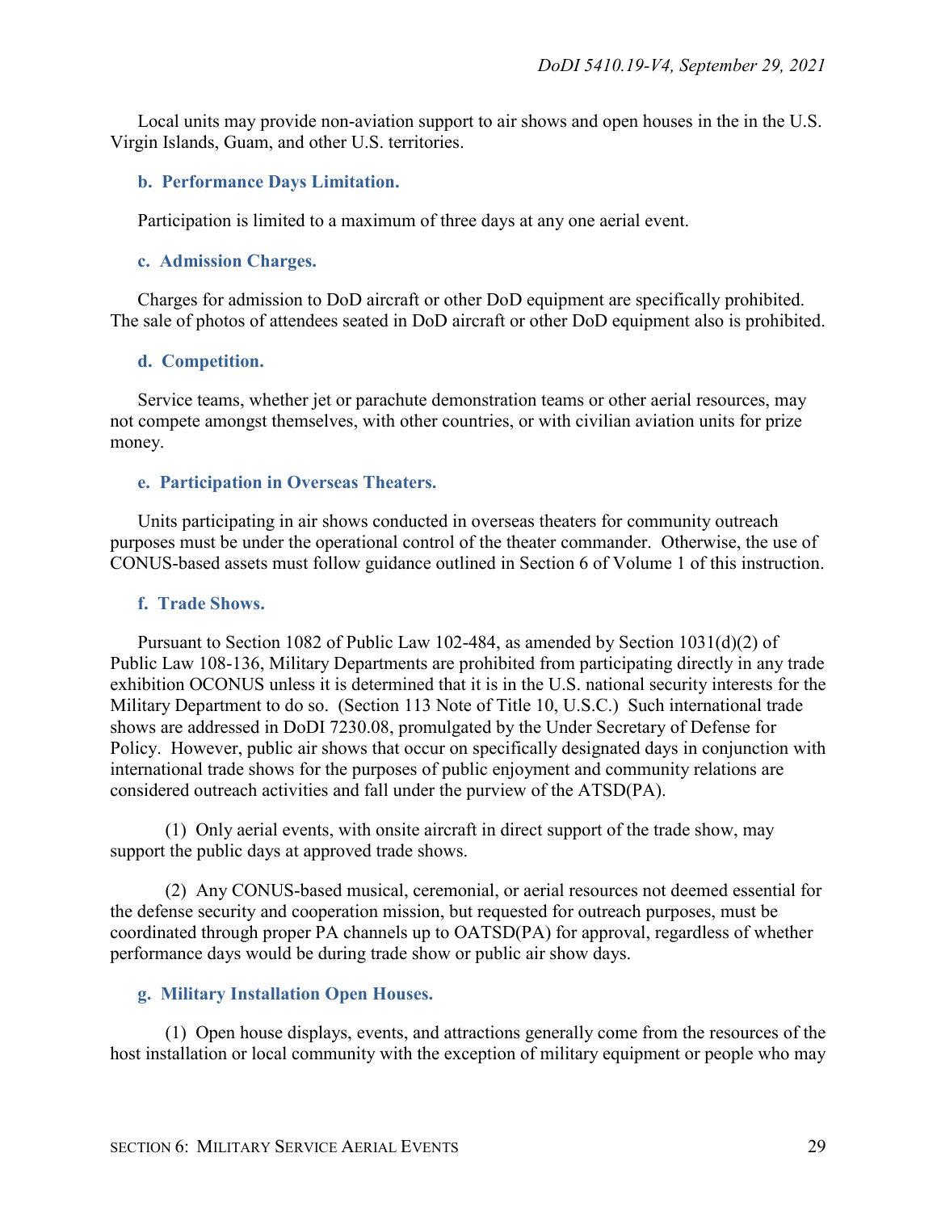Local units may provide non-aviation support to air shows and open houses in the in the U.S. Virgin Islands, Guam, and other U.S. territories.

### b. Performance Days Limitation.

Participation is limited to a maximum of three days at any one aerial event.

### c. Admission Charges.

Charges for admission to DoD aircraft or other DoD equipment are specifically prohibited. The sale of photos of attendees seated in DoD aircraft or other DoD equipment also is prohibited.

### d. Competition.

Service teams, whether jet or parachute demonstration teams or other aerial resources, may not compete amongst themselves, with other countries, or with civilian aviation units for prize money.

### e. Participation in Overseas Theaters.

Units participating in air shows conducted in overseas theaters for community outreach purposes must be under the operational control of the theater commander. Otherwise, the use of CONUS-based assets must follow guidance outlined in Section 6 of Volume 1 of this instruction.

### f. Trade Shows.

Pursuant to Section 1082 of Public Law 102-484, as amended by Section 1031(d)(2) of Public Law 108-136, Military Departments are prohibited from participating directly in any trade exhibition OCONUS unless it is determined that it is in the U.S. national security interests for the Military Department to do so. (Section 113 Note of Title 10, U.S.C.) Such international trade shows are addressed in DoDI 7230.08, promulgated by the Under Secretary of Defense for Policy. However, public air shows that occur on specifically designated days in conjunction with international trade shows for the purposes of public enjoyment and community relations are considered outreach activities and fall under the purview of the ATSD(PA).

(1) Only aerial events, with onsite aircraft in direct support of the trade show, may support the public days at approved trade shows.

(2) Any CONUS-based musical, ceremonial, or aerial resources not deemed essential for the defense security and cooperation mission, but requested for outreach purposes, must be coordinated through proper PA channels up to OATSD(PA) for approval, regardless of whether performance days would be during trade show or public air show days.

### g. Military Installation Open Houses.

(1) Open house displays, events, and attractions generally come from the resources of the host installation or local community with the exception of military equipment or people who may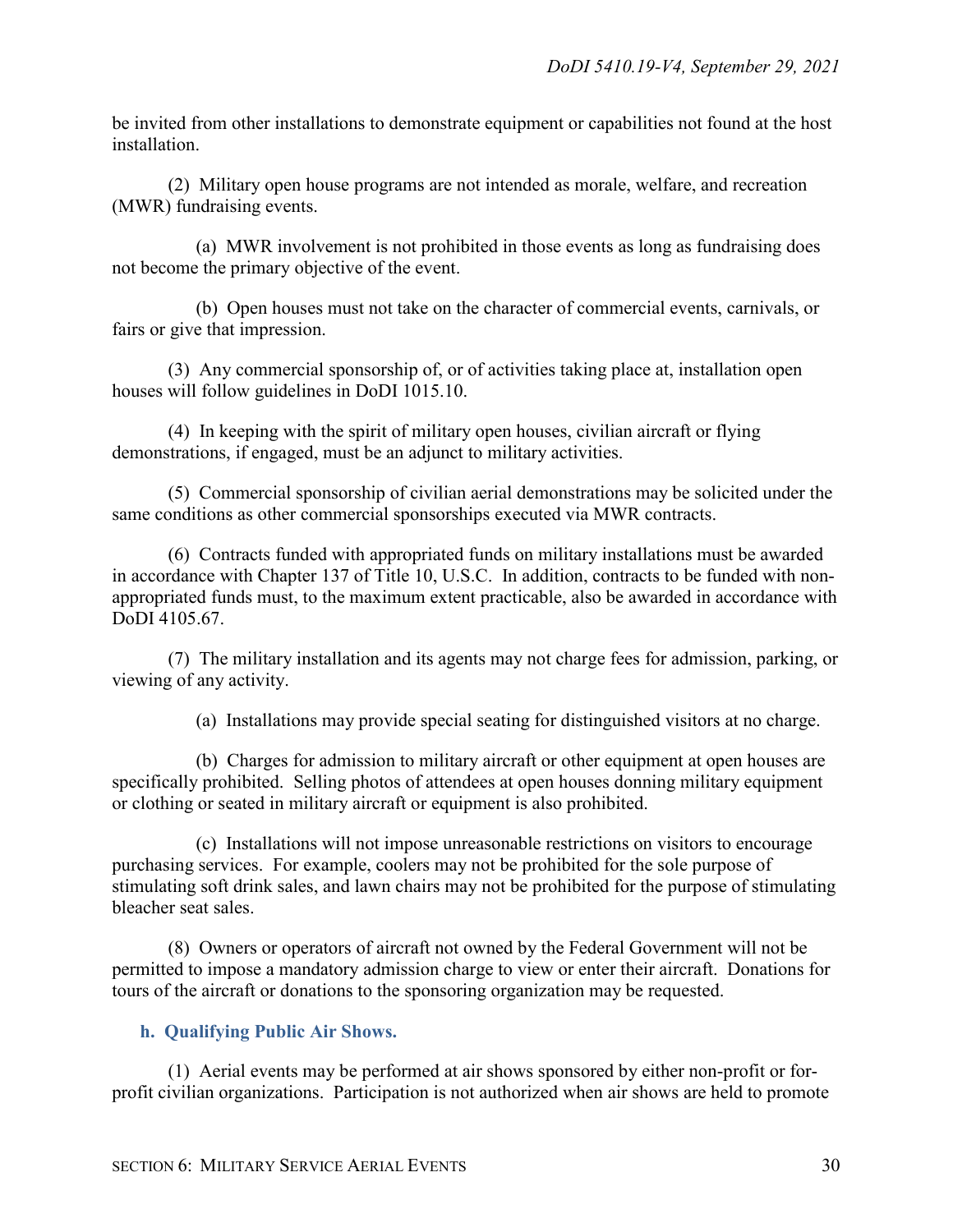be invited from other installations to demonstrate equipment or capabilities not found at the host installation.

(2) Military open house programs are not intended as morale, welfare, and recreation (MWR) fundraising events.

(a) MWR involvement is not prohibited in those events as long as fundraising does not become the primary objective of the event.

(b) Open houses must not take on the character of commercial events, carnivals, or fairs or give that impression.

(3) Any commercial sponsorship of, or of activities taking place at, installation open houses will follow guidelines in DoDI 1015.10.

(4) In keeping with the spirit of military open houses, civilian aircraft or flying demonstrations, if engaged, must be an adjunct to military activities.

(5) Commercial sponsorship of civilian aerial demonstrations may be solicited under the same conditions as other commercial sponsorships executed via MWR contracts.

(6) Contracts funded with appropriated funds on military installations must be awarded in accordance with Chapter 137 of Title 10, U.S.C. In addition, contracts to be funded with non-appropriated funds must, to the maximum extent practicable, also be awarded in accordance with DoDI 4105.67.

(7) The military installation and its agents may not charge fees for admission, parking, or viewing of any activity.

(a) Installations may provide special seating for distinguished visitors at no charge.

(b) Charges for admission to military aircraft or other equipment at open houses are specifically prohibited. Selling photos of attendees at open houses donning military equipment or clothing or seated in military aircraft or equipment is also prohibited.

(c) Installations will not impose unreasonable restrictions on visitors to encourage purchasing services. For example, coolers may not be prohibited for the sole purpose of stimulating soft drink sales, and lawn chairs may not be prohibited for the purpose of stimulating bleacher seat sales.

(8) Owners or operators of aircraft not owned by the Federal Government will not be permitted to impose a mandatory admission charge to view or enter their aircraft. Donations for tours of the aircraft or donations to the sponsoring organization may be requested.

**h. Qualifying Public Air Shows.**

(1) Aerial events may be performed at air shows sponsored by either non-profit or for-profit civilian organizations. Participation is not authorized when air shows are held to promote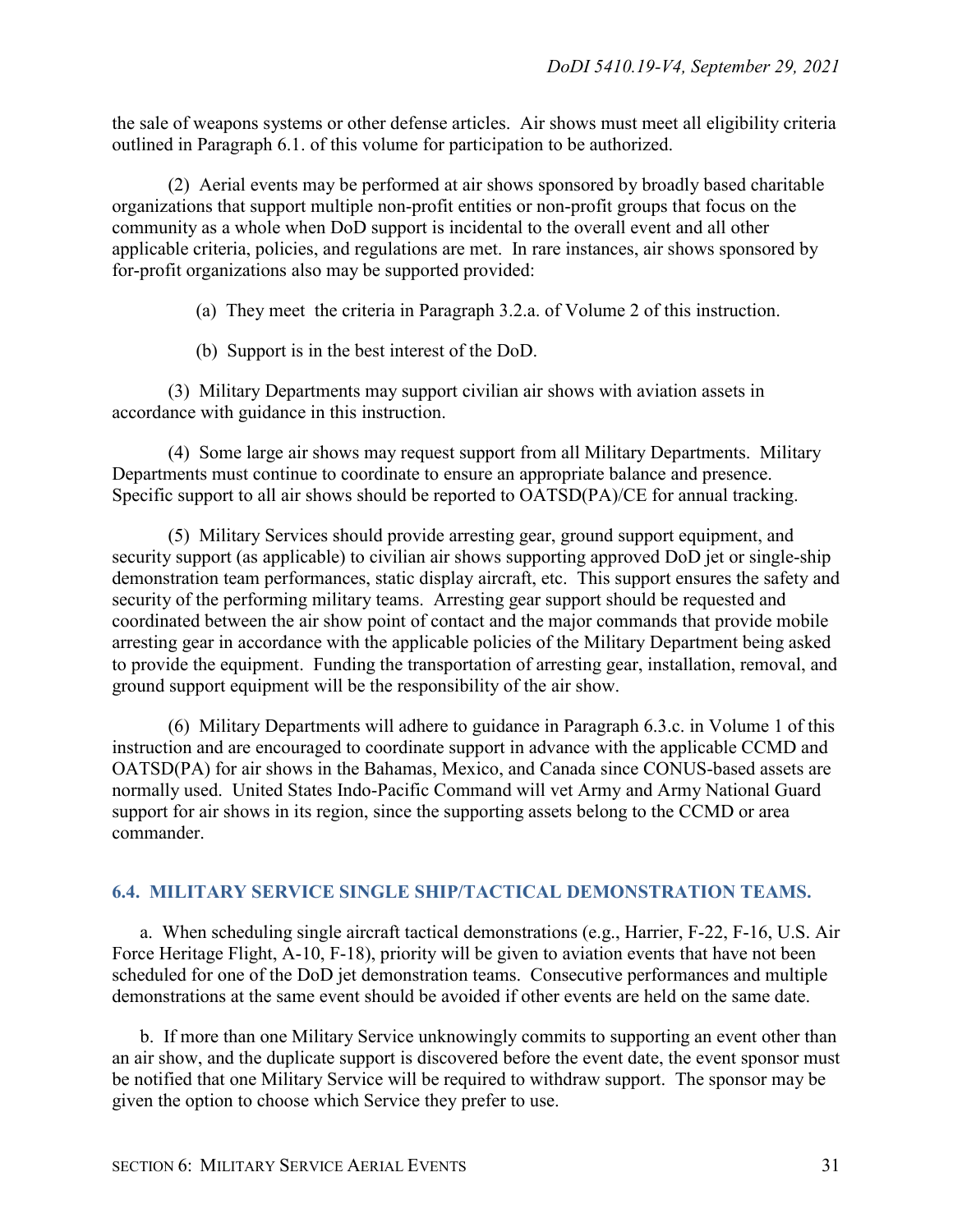the sale of weapons systems or other defense articles. Air shows must meet all eligibility criteria outlined in Paragraph 6.1. of this volume for participation to be authorized.

(2) Aerial events may be performed at air shows sponsored by broadly based charitable organizations that support multiple non-profit entities or non-profit groups that focus on the community as a whole when DoD support is incidental to the overall event and all other applicable criteria, policies, and regulations are met. In rare instances, air shows sponsored by for-profit organizations also may be supported provided:

(a) They meet the criteria in Paragraph 3.2.a. of Volume 2 of this instruction.

(b) Support is in the best interest of the DoD.

(3) Military Departments may support civilian air shows with aviation assets in accordance with guidance in this instruction.

(4) Some large air shows may request support from all Military Departments. Military Departments must continue to coordinate to ensure an appropriate balance and presence. Specific support to all air shows should be reported to OATSD(PA)/CE for annual tracking.

(5) Military Services should provide arresting gear, ground support equipment, and security support (as applicable) to civilian air shows supporting approved DoD jet or single-ship demonstration team performances, static display aircraft, etc. This support ensures the safety and security of the performing military teams. Arresting gear support should be requested and coordinated between the air show point of contact and the major commands that provide mobile arresting gear in accordance with the applicable policies of the Military Department being asked to provide the equipment. Funding the transportation of arresting gear, installation, removal, and ground support equipment will be the responsibility of the air show.

(6) Military Departments will adhere to guidance in Paragraph 6.3.c. in Volume 1 of this instruction and are encouraged to coordinate support in advance with the applicable CCMD and OATSD(PA) for air shows in the Bahamas, Mexico, and Canada since CONUS-based assets are normally used. United States Indo-Pacific Command will vet Army and Army National Guard support for air shows in its region, since the supporting assets belong to the CCMD or area commander.

## 6.4. MILITARY SERVICE SINGLE SHIP/TACTICAL DEMONSTRATION TEAMS.

a. When scheduling single aircraft tactical demonstrations (e.g., Harrier, F-22, F-16, U.S. Air Force Heritage Flight, A-10, F-18), priority will be given to aviation events that have not been scheduled for one of the DoD jet demonstration teams. Consecutive performances and multiple demonstrations at the same event should be avoided if other events are held on the same date.

b. If more than one Military Service unknowingly commits to supporting an event other than an air show, and the duplicate support is discovered before the event date, the event sponsor must be notified that one Military Service will be required to withdraw support. The sponsor may be given the option to choose which Service they prefer to use.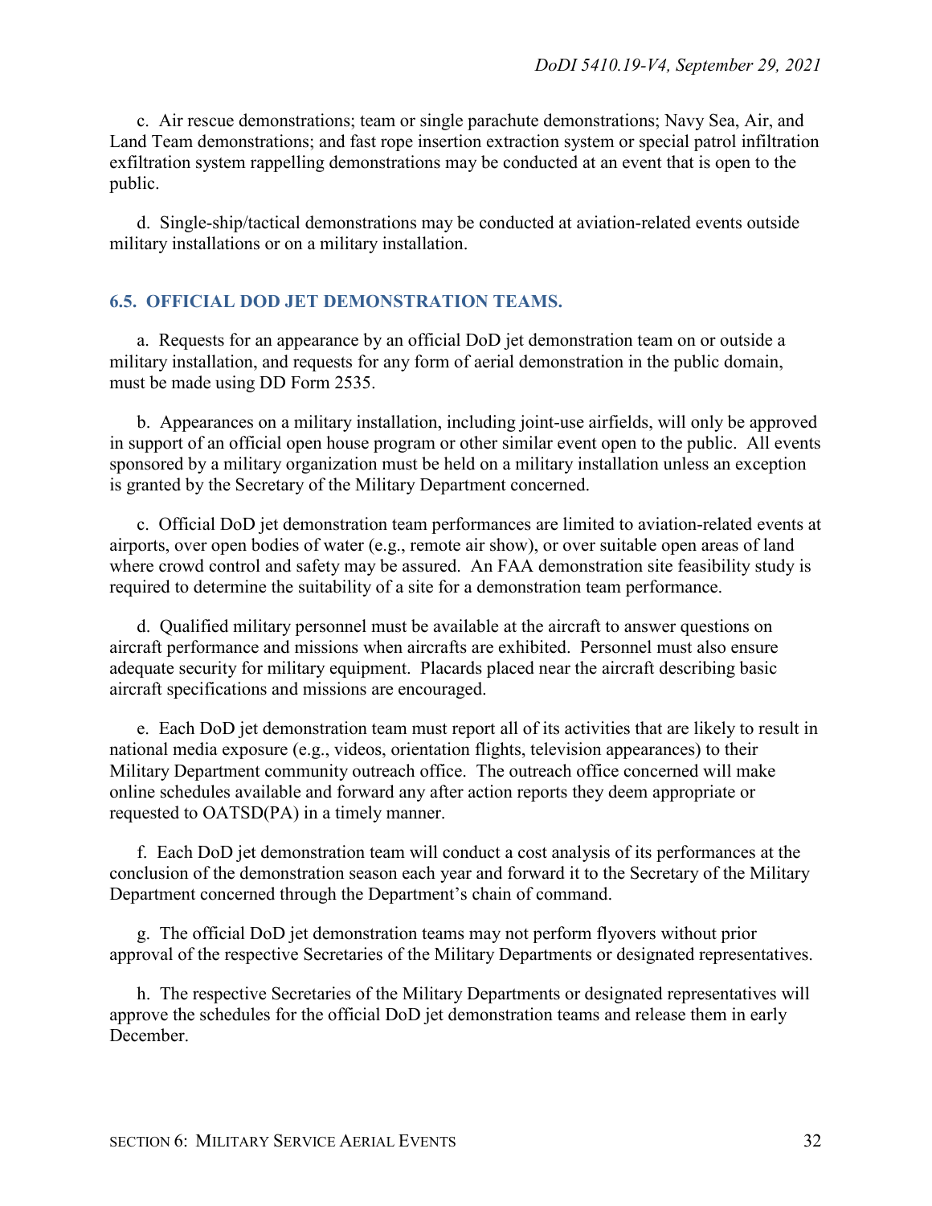c. Air rescue demonstrations; team or single parachute demonstrations; Navy Sea, Air, and Land Team demonstrations; and fast rope insertion extraction system or special patrol infiltration exfiltration system rappelling demonstrations may be conducted at an event that is open to the public.

d. Single-ship/tactical demonstrations may be conducted at aviation-related events outside military installations or on a military installation.

## 6.5. OFFICIAL DOD JET DEMONSTRATION TEAMS.

a. Requests for an appearance by an official DoD jet demonstration team on or outside a military installation, and requests for any form of aerial demonstration in the public domain, must be made using DD Form 2535.

b. Appearances on a military installation, including joint-use airfields, will only be approved in support of an official open house program or other similar event open to the public. All events sponsored by a military organization must be held on a military installation unless an exception is granted by the Secretary of the Military Department concerned.

c. Official DoD jet demonstration team performances are limited to aviation-related events at airports, over open bodies of water (e.g., remote air show), or over suitable open areas of land where crowd control and safety may be assured. An FAA demonstration site feasibility study is required to determine the suitability of a site for a demonstration team performance.

d. Qualified military personnel must be available at the aircraft to answer questions on aircraft performance and missions when aircrafts are exhibited. Personnel must also ensure adequate security for military equipment. Placards placed near the aircraft describing basic aircraft specifications and missions are encouraged.

e. Each DoD jet demonstration team must report all of its activities that are likely to result in national media exposure (e.g., videos, orientation flights, television appearances) to their Military Department community outreach office. The outreach office concerned will make online schedules available and forward any after action reports they deem appropriate or requested to OATSD(PA) in a timely manner.

f. Each DoD jet demonstration team will conduct a cost analysis of its performances at the conclusion of the demonstration season each year and forward it to the Secretary of the Military Department concerned through the Department's chain of command.

g. The official DoD jet demonstration teams may not perform flyovers without prior approval of the respective Secretaries of the Military Departments or designated representatives.

h. The respective Secretaries of the Military Departments or designated representatives will approve the schedules for the official DoD jet demonstration teams and release them in early December.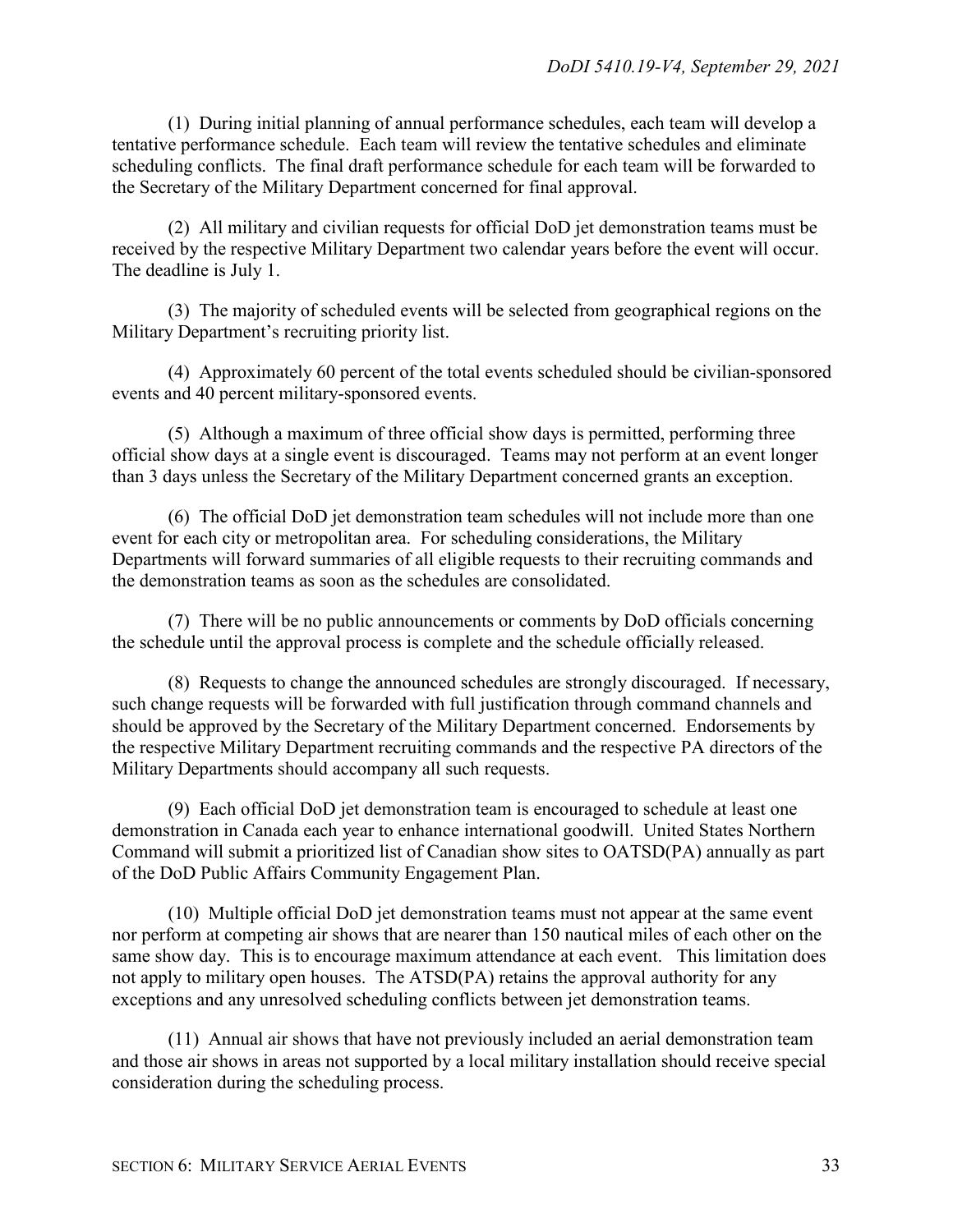(1) During initial planning of annual performance schedules, each team will develop a tentative performance schedule. Each team will review the tentative schedules and eliminate scheduling conflicts. The final draft performance schedule for each team will be forwarded to the Secretary of the Military Department concerned for final approval.

(2) All military and civilian requests for official DoD jet demonstration teams must be received by the respective Military Department two calendar years before the event will occur. The deadline is July 1.

(3) The majority of scheduled events will be selected from geographical regions on the Military Department's recruiting priority list.

(4) Approximately 60 percent of the total events scheduled should be civilian-sponsored events and 40 percent military-sponsored events.

(5) Although a maximum of three official show days is permitted, performing three official show days at a single event is discouraged. Teams may not perform at an event longer than 3 days unless the Secretary of the Military Department concerned grants an exception.

(6) The official DoD jet demonstration team schedules will not include more than one event for each city or metropolitan area. For scheduling considerations, the Military Departments will forward summaries of all eligible requests to their recruiting commands and the demonstration teams as soon as the schedules are consolidated.

(7) There will be no public announcements or comments by DoD officials concerning the schedule until the approval process is complete and the schedule officially released.

(8) Requests to change the announced schedules are strongly discouraged. If necessary, such change requests will be forwarded with full justification through command channels and should be approved by the Secretary of the Military Department concerned. Endorsements by the respective Military Department recruiting commands and the respective PA directors of the Military Departments should accompany all such requests.

(9) Each official DoD jet demonstration team is encouraged to schedule at least one demonstration in Canada each year to enhance international goodwill. United States Northern Command will submit a prioritized list of Canadian show sites to OATSD(PA) annually as part of the DoD Public Affairs Community Engagement Plan.

(10) Multiple official DoD jet demonstration teams must not appear at the same event nor perform at competing air shows that are nearer than 150 nautical miles of each other on the same show day. This is to encourage maximum attendance at each event. This limitation does not apply to military open houses. The ATSD(PA) retains the approval authority for any exceptions and any unresolved scheduling conflicts between jet demonstration teams.

(11) Annual air shows that have not previously included an aerial demonstration team and those air shows in areas not supported by a local military installation should receive special consideration during the scheduling process.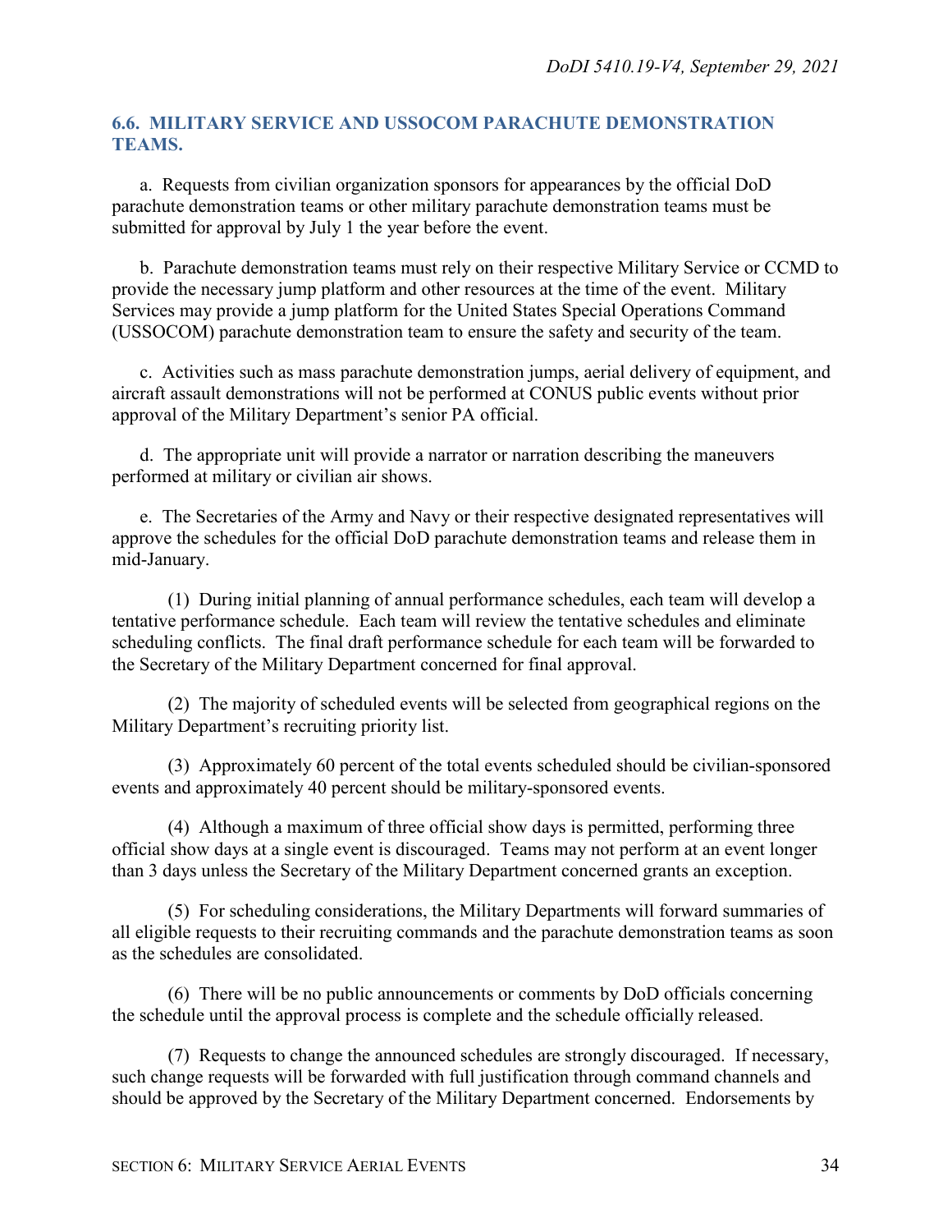### 6.6. MILITARY SERVICE AND USSOCOM PARACHUTE DEMONSTRATION TEAMS.

a. Requests from civilian organization sponsors for appearances by the official DoD parachute demonstration teams or other military parachute demonstration teams must be submitted for approval by July 1 the year before the event.

b. Parachute demonstration teams must rely on their respective Military Service or CCMD to provide the necessary jump platform and other resources at the time of the event. Military Services may provide a jump platform for the United States Special Operations Command (USSOCOM) parachute demonstration team to ensure the safety and security of the team.

c. Activities such as mass parachute demonstration jumps, aerial delivery of equipment, and aircraft assault demonstrations will not be performed at CONUS public events without prior approval of the Military Department's senior PA official.

d. The appropriate unit will provide a narrator or narration describing the maneuvers performed at military or civilian air shows.

e. The Secretaries of the Army and Navy or their respective designated representatives will approve the schedules for the official DoD parachute demonstration teams and release them in mid-January.

(1) During initial planning of annual performance schedules, each team will develop a tentative performance schedule. Each team will review the tentative schedules and eliminate scheduling conflicts. The final draft performance schedule for each team will be forwarded to the Secretary of the Military Department concerned for final approval.

(2) The majority of scheduled events will be selected from geographical regions on the Military Department's recruiting priority list.

(3) Approximately 60 percent of the total events scheduled should be civilian-sponsored events and approximately 40 percent should be military-sponsored events.

(4) Although a maximum of three official show days is permitted, performing three official show days at a single event is discouraged. Teams may not perform at an event longer than 3 days unless the Secretary of the Military Department concerned grants an exception.

(5) For scheduling considerations, the Military Departments will forward summaries of all eligible requests to their recruiting commands and the parachute demonstration teams as soon as the schedules are consolidated.

(6) There will be no public announcements or comments by DoD officials concerning the schedule until the approval process is complete and the schedule officially released.

(7) Requests to change the announced schedules are strongly discouraged. If necessary, such change requests will be forwarded with full justification through command channels and should be approved by the Secretary of the Military Department concerned. Endorsements by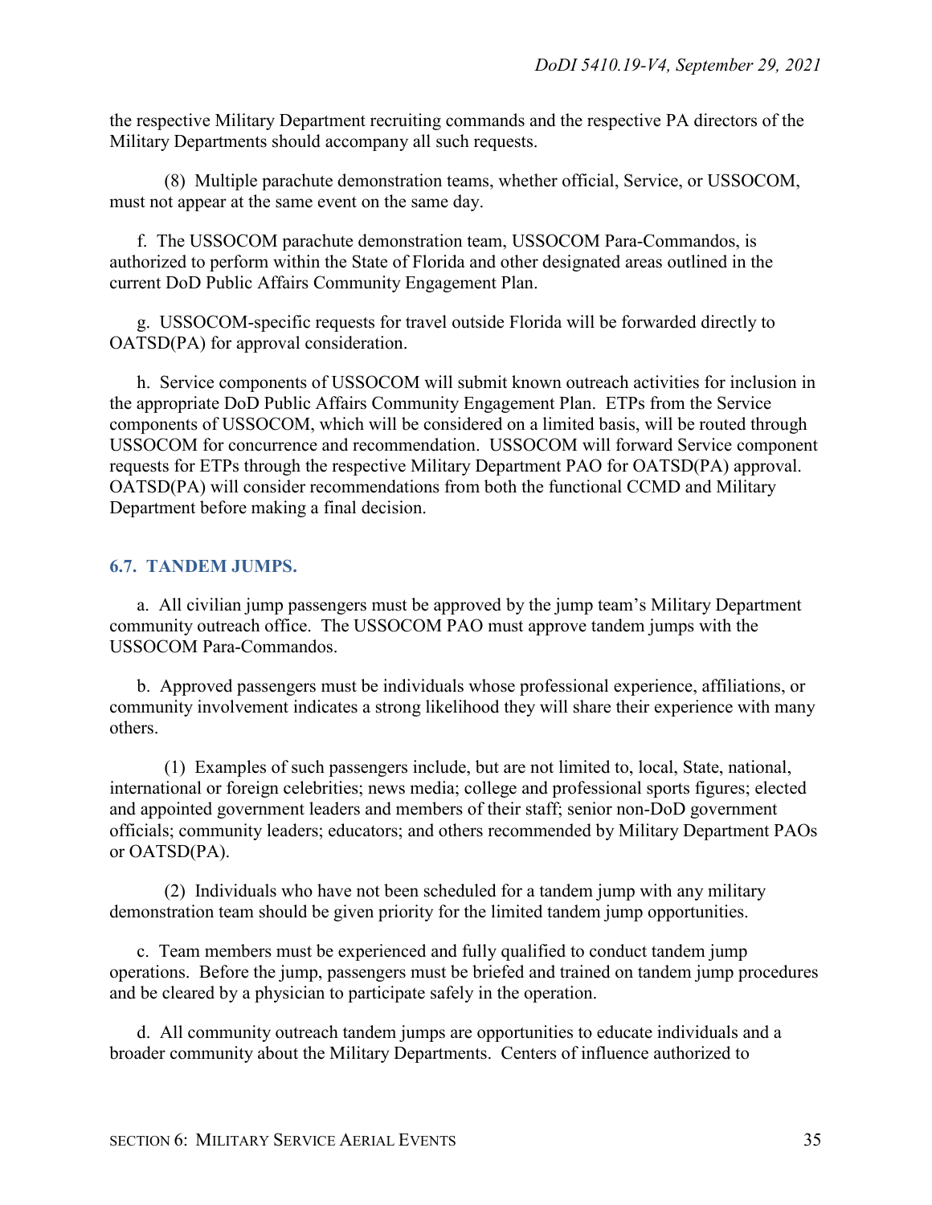the respective Military Department recruiting commands and the respective PA directors of the Military Departments should accompany all such requests.

(8) Multiple parachute demonstration teams, whether official, Service, or USSOCOM, must not appear at the same event on the same day.

f. The USSOCOM parachute demonstration team, USSOCOM Para-Commandos, is authorized to perform within the State of Florida and other designated areas outlined in the current DoD Public Affairs Community Engagement Plan.

g. USSOCOM-specific requests for travel outside Florida will be forwarded directly to OATSD(PA) for approval consideration.

h. Service components of USSOCOM will submit known outreach activities for inclusion in the appropriate DoD Public Affairs Community Engagement Plan. ETPs from the Service components of USSOCOM, which will be considered on a limited basis, will be routed through USSOCOM for concurrence and recommendation. USSOCOM will forward Service component requests for ETPs through the respective Military Department PAO for OATSD(PA) approval. OATSD(PA) will consider recommendations from both the functional CCMD and Military Department before making a final decision.

## 6.7. TANDEM JUMPS.

a. All civilian jump passengers must be approved by the jump team's Military Department community outreach office. The USSOCOM PAO must approve tandem jumps with the USSOCOM Para-Commandos.

b. Approved passengers must be individuals whose professional experience, affiliations, or community involvement indicates a strong likelihood they will share their experience with many others.

(1) Examples of such passengers include, but are not limited to, local, State, national, international or foreign celebrities; news media; college and professional sports figures; elected and appointed government leaders and members of their staff; senior non-DoD government officials; community leaders; educators; and others recommended by Military Department PAOs or OATSD(PA).

(2) Individuals who have not been scheduled for a tandem jump with any military demonstration team should be given priority for the limited tandem jump opportunities.

c. Team members must be experienced and fully qualified to conduct tandem jump operations. Before the jump, passengers must be briefed and trained on tandem jump procedures and be cleared by a physician to participate safely in the operation.

d. All community outreach tandem jumps are opportunities to educate individuals and a broader community about the Military Departments. Centers of influence authorized to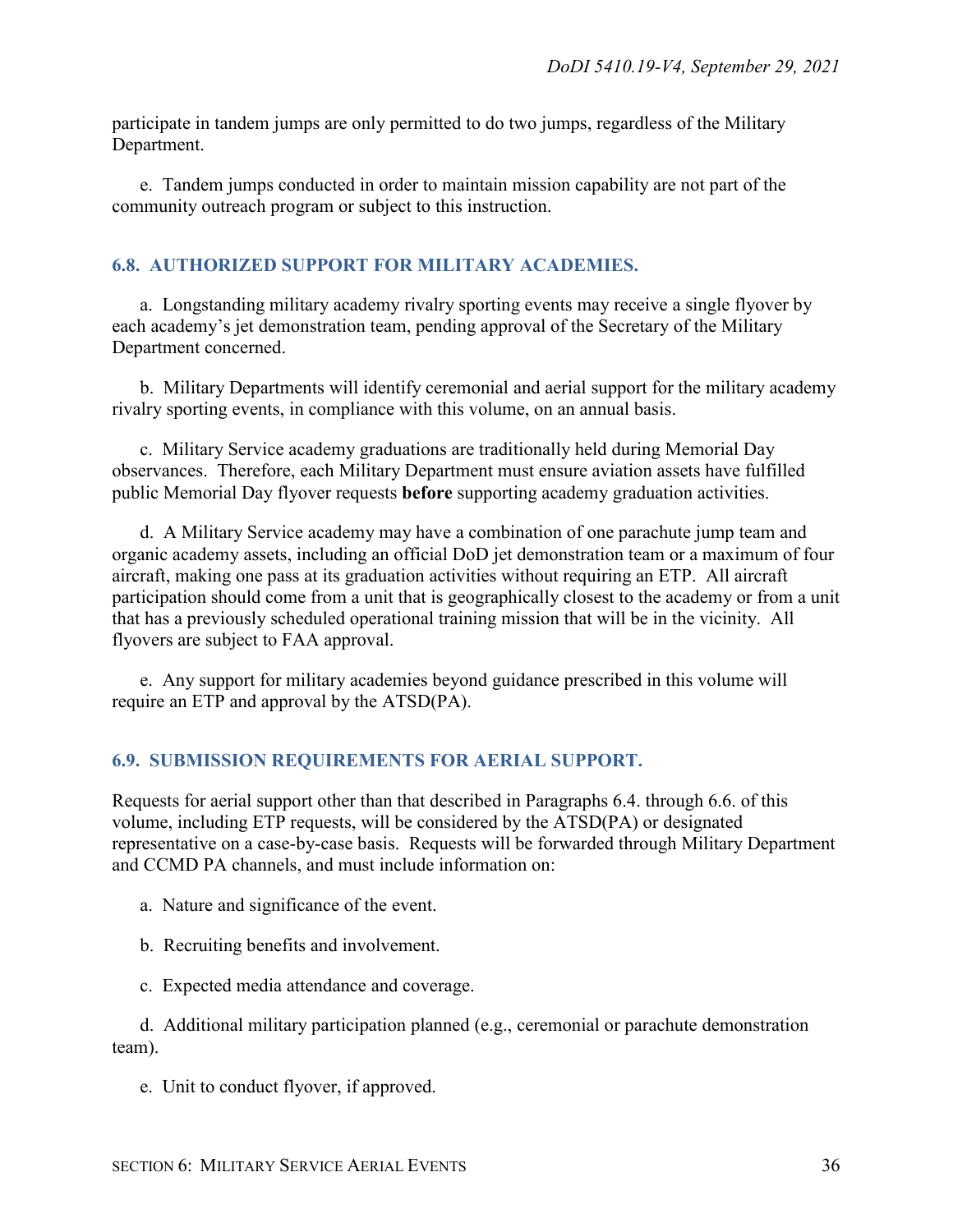participate in tandem jumps are only permitted to do two jumps, regardless of the Military Department.

e. Tandem jumps conducted in order to maintain mission capability are not part of the community outreach program or subject to this instruction.

## 6.8. AUTHORIZED SUPPORT FOR MILITARY ACADEMIES.

a. Longstanding military academy rivalry sporting events may receive a single flyover by each academy's jet demonstration team, pending approval of the Secretary of the Military Department concerned.

b. Military Departments will identify ceremonial and aerial support for the military academy rivalry sporting events, in compliance with this volume, on an annual basis.

c. Military Service academy graduations are traditionally held during Memorial Day observances. Therefore, each Military Department must ensure aviation assets have fulfilled public Memorial Day flyover requests **before** supporting academy graduation activities.

d. A Military Service academy may have a combination of one parachute jump team and organic academy assets, including an official DoD jet demonstration team or a maximum of four aircraft, making one pass at its graduation activities without requiring an ETP. All aircraft participation should come from a unit that is geographically closest to the academy or from a unit that has a previously scheduled operational training mission that will be in the vicinity. All flyovers are subject to FAA approval.

e. Any support for military academies beyond guidance prescribed in this volume will require an ETP and approval by the ATSD(PA).

## 6.9. SUBMISSION REQUIREMENTS FOR AERIAL SUPPORT.

Requests for aerial support other than that described in Paragraphs 6.4. through 6.6. of this volume, including ETP requests, will be considered by the ATSD(PA) or designated representative on a case-by-case basis. Requests will be forwarded through Military Department and CCMD PA channels, and must include information on:

a. Nature and significance of the event.

b. Recruiting benefits and involvement.

c. Expected media attendance and coverage.

d. Additional military participation planned (e.g., ceremonial or parachute demonstration team).

e. Unit to conduct flyover, if approved.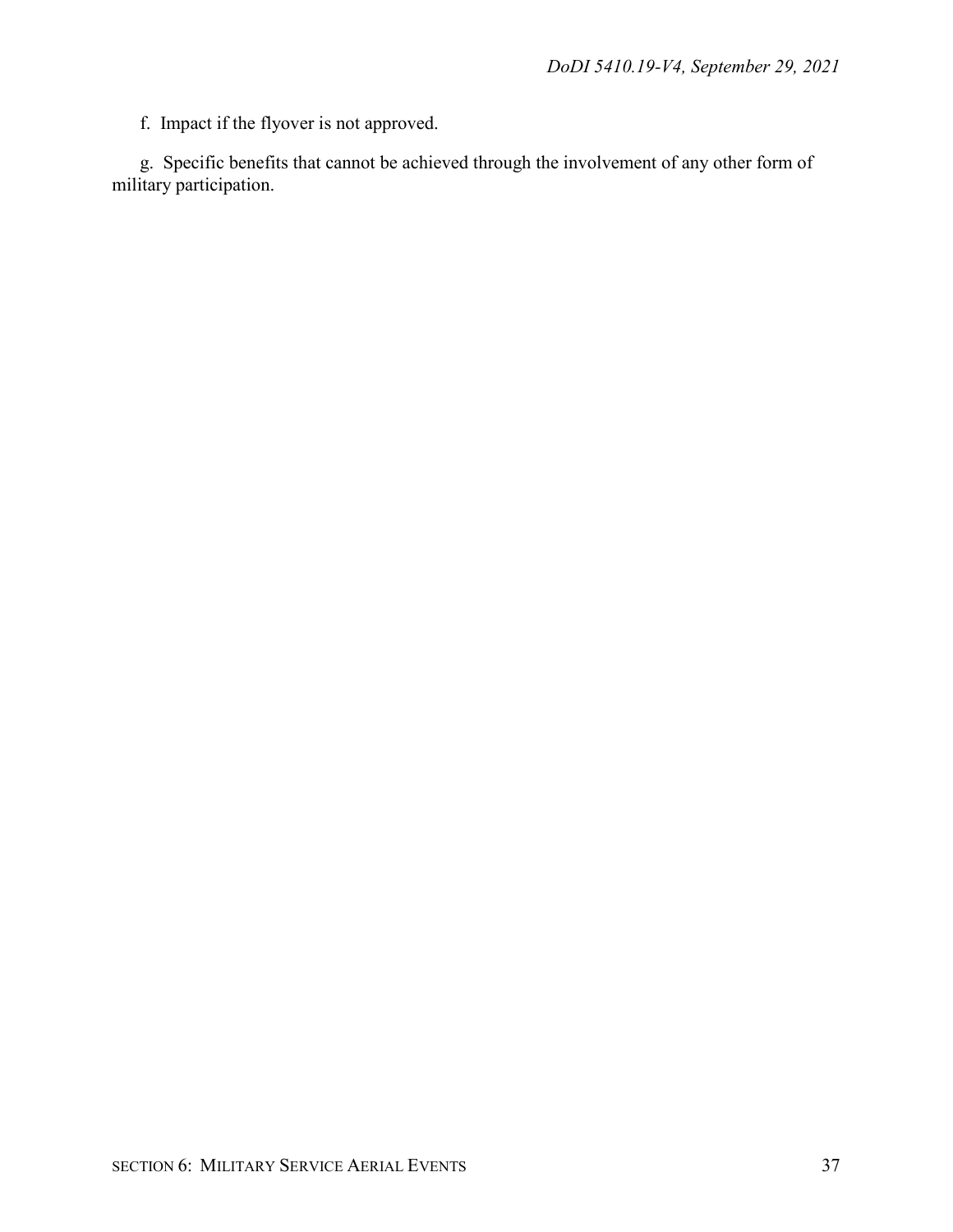f. Impact if the flyover is not approved.

g. Specific benefits that cannot be achieved through the involvement of any other form of military participation.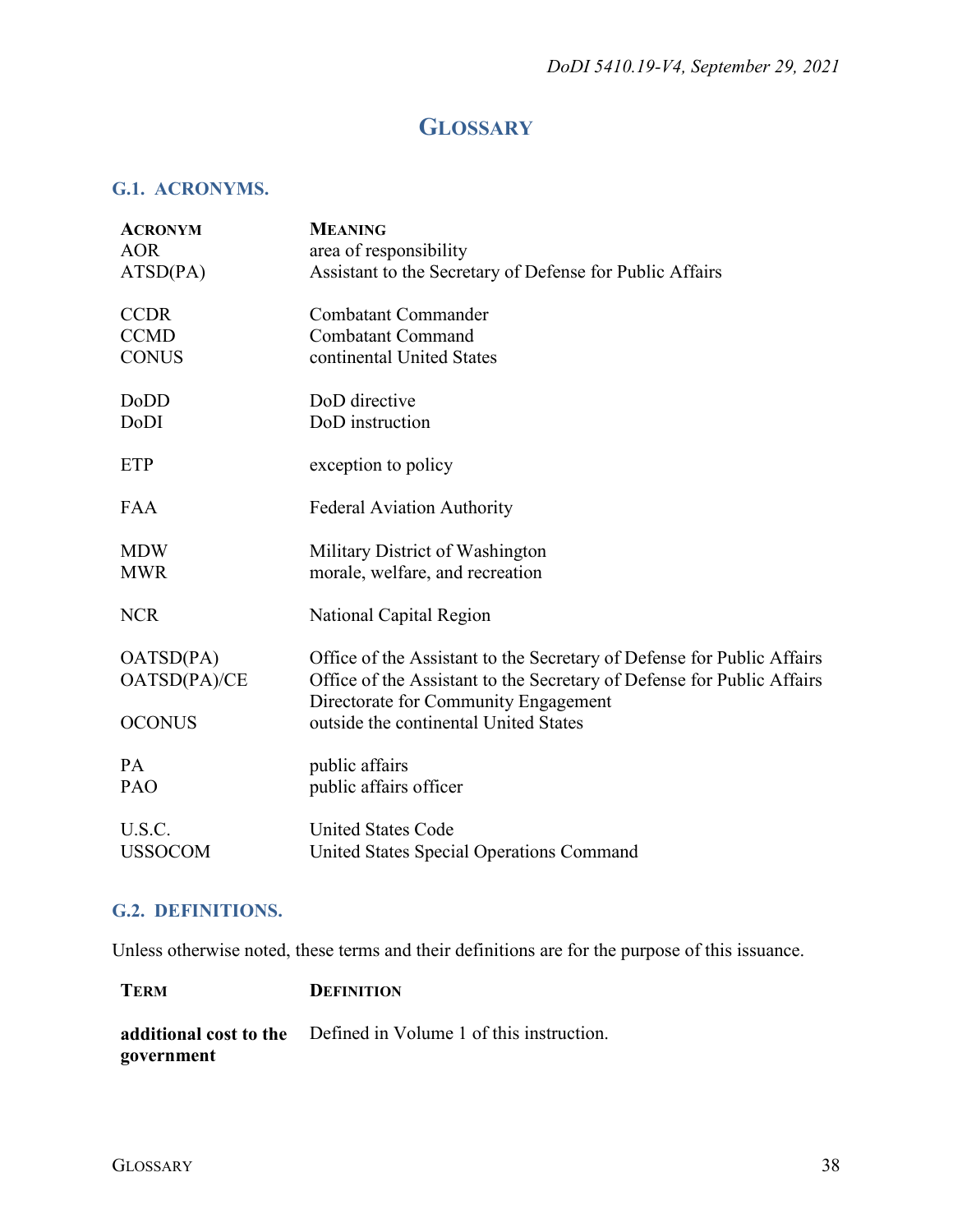# GLOSSARY

## G.1. ACRONYMS.

| ACRONYM | MEANING |
|---|---|
| AOR | area of responsibility |
| ATSD(PA) | Assistant to the Secretary of Defense for Public Affairs |
| CCDR | Combatant Commander |
| CCMD | Combatant Command |
| CONUS | continental United States |
| DoDD | DoD directive |
| DoDI | DoD instruction |
| ETP | exception to policy |
| FAA | Federal Aviation Authority |
| MDW | Military District of Washington |
| MWR | morale, welfare, and recreation |
| NCR | National Capital Region |
| OATSD(PA) | Office of the Assistant to the Secretary of Defense for Public Affairs |
| OATSD(PA)/CE | Office of the Assistant to the Secretary of Defense for Public Affairs Directorate for Community Engagement |
| OCONUS | outside the continental United States |
| PA | public affairs |
| PAO | public affairs officer |
| U.S.C. | United States Code |
| USSOCOM | United States Special Operations Command |

## G.2. DEFINITIONS.

Unless otherwise noted, these terms and their definitions are for the purpose of this issuance.

| TERM | DEFINITION |
|---|---|
| **additional cost to the government** | Defined in Volume 1 of this instruction. |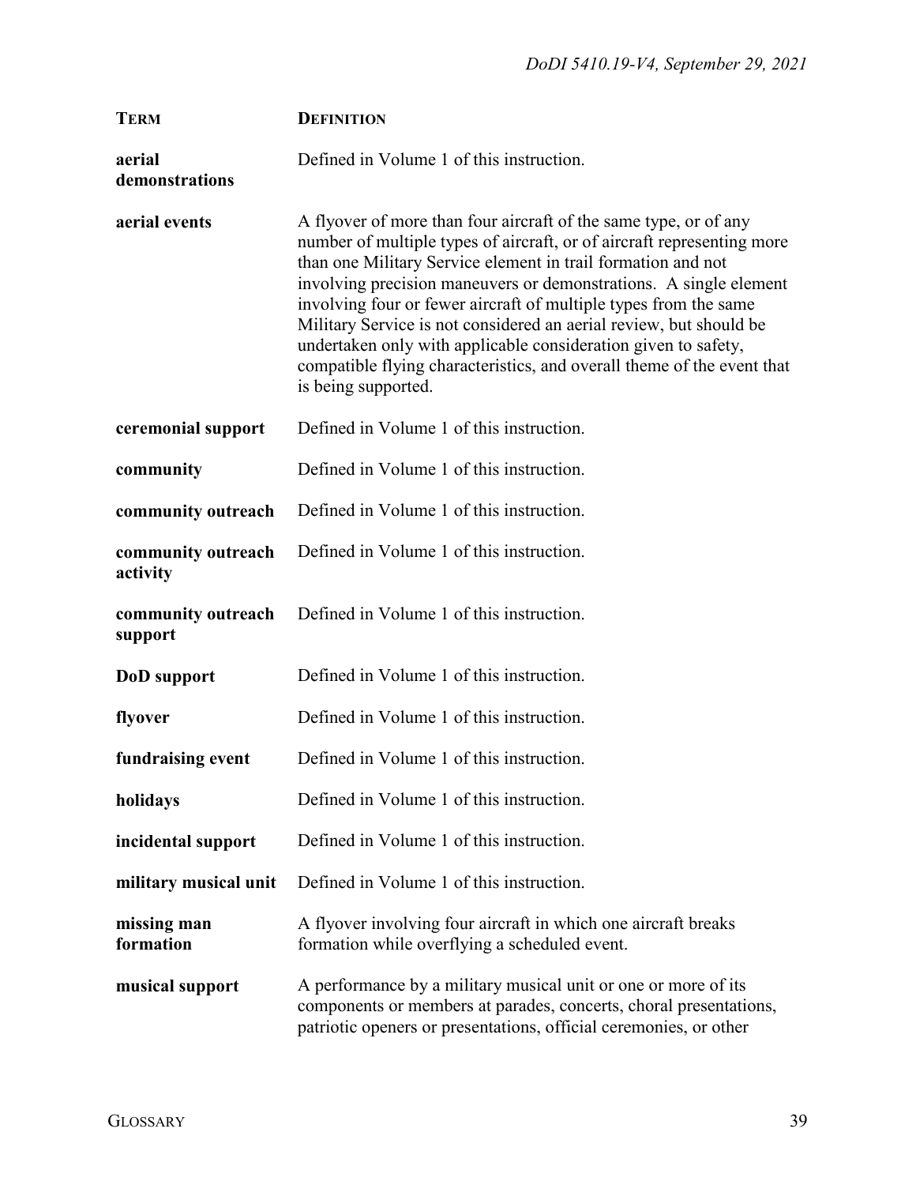| TERM | DEFINITION |
|---|---|
| **aerial demonstrations** | Defined in Volume 1 of this instruction. |
| **aerial events** | A flyover of more than four aircraft of the same type, or of any number of multiple types of aircraft, or of aircraft representing more than one Military Service element in trail formation and not involving precision maneuvers or demonstrations. A single element involving four or fewer aircraft of multiple types from the same Military Service is not considered an aerial review, but should be undertaken only with applicable consideration given to safety, compatible flying characteristics, and overall theme of the event that is being supported. |
| **ceremonial support** | Defined in Volume 1 of this instruction. |
| **community** | Defined in Volume 1 of this instruction. |
| **community outreach** | Defined in Volume 1 of this instruction. |
| **community outreach activity** | Defined in Volume 1 of this instruction. |
| **community outreach support** | Defined in Volume 1 of this instruction. |
| **DoD support** | Defined in Volume 1 of this instruction. |
| **flyover** | Defined in Volume 1 of this instruction. |
| **fundraising event** | Defined in Volume 1 of this instruction. |
| **holidays** | Defined in Volume 1 of this instruction. |
| **incidental support** | Defined in Volume 1 of this instruction. |
| **military musical unit** | Defined in Volume 1 of this instruction. |
| **missing man formation** | A flyover involving four aircraft in which one aircraft breaks formation while overflying a scheduled event. |
| **musical support** | A performance by a military musical unit or one or more of its components or members at parades, concerts, choral presentations, patriotic openers or presentations, official ceremonies, or other |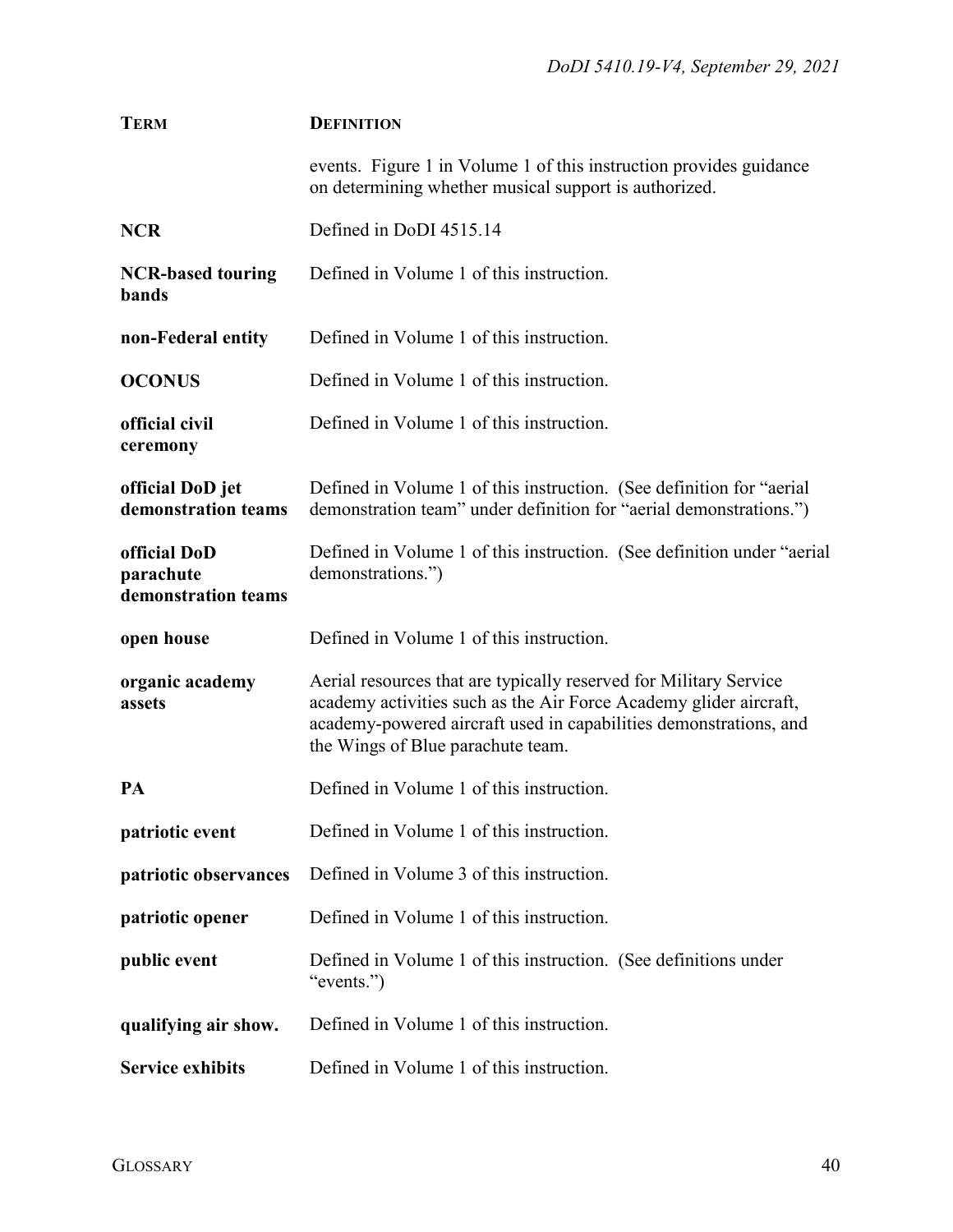| TERM | DEFINITION |
| --- | --- |
| | events. Figure 1 in Volume 1 of this instruction provides guidance on determining whether musical support is authorized. |
| **NCR** | Defined in DoDI 4515.14 |
| **NCR-based touring bands** | Defined in Volume 1 of this instruction. |
| **non-Federal entity** | Defined in Volume 1 of this instruction. |
| **OCONUS** | Defined in Volume 1 of this instruction. |
| **official civil ceremony** | Defined in Volume 1 of this instruction. |
| **official DoD jet demonstration teams** | Defined in Volume 1 of this instruction. (See definition for "aerial demonstration team" under definition for "aerial demonstrations.") |
| **official DoD parachute demonstration teams** | Defined in Volume 1 of this instruction. (See definition under "aerial demonstrations.") |
| **open house** | Defined in Volume 1 of this instruction. |
| **organic academy assets** | Aerial resources that are typically reserved for Military Service academy activities such as the Air Force Academy glider aircraft, academy-powered aircraft used in capabilities demonstrations, and the Wings of Blue parachute team. |
| **PA** | Defined in Volume 1 of this instruction. |
| **patriotic event** | Defined in Volume 1 of this instruction. |
| **patriotic observances** | Defined in Volume 3 of this instruction. |
| **patriotic opener** | Defined in Volume 1 of this instruction. |
| **public event** | Defined in Volume 1 of this instruction. (See definitions under "events.") |
| **qualifying air show.** | Defined in Volume 1 of this instruction. |
| **Service exhibits** | Defined in Volume 1 of this instruction. |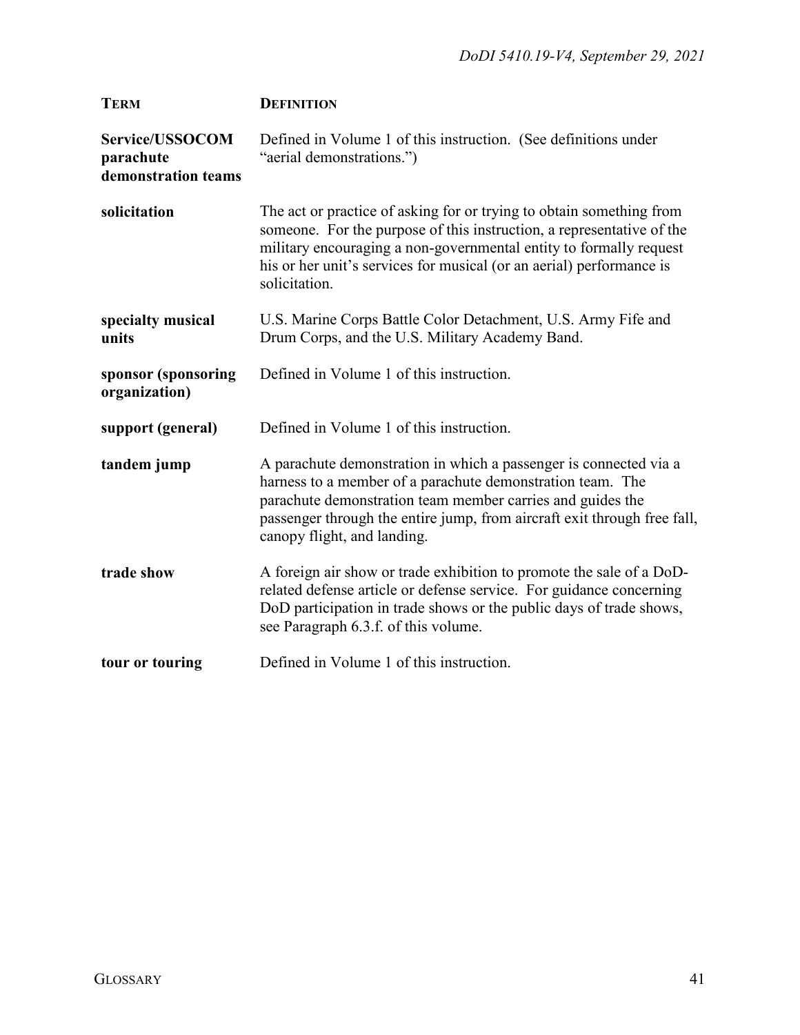| TERM | DEFINITION |
| --- | --- |
| **Service/USSOCOM parachute demonstration teams** | Defined in Volume 1 of this instruction. (See definitions under "aerial demonstrations.") |
| **solicitation** | The act or practice of asking for or trying to obtain something from someone. For the purpose of this instruction, a representative of the military encouraging a non-governmental entity to formally request his or her unit's services for musical (or an aerial) performance is solicitation. |
| **specialty musical units** | U.S. Marine Corps Battle Color Detachment, U.S. Army Fife and Drum Corps, and the U.S. Military Academy Band. |
| **sponsor (sponsoring organization)** | Defined in Volume 1 of this instruction. |
| **support (general)** | Defined in Volume 1 of this instruction. |
| **tandem jump** | A parachute demonstration in which a passenger is connected via a harness to a member of a parachute demonstration team. The parachute demonstration team member carries and guides the passenger through the entire jump, from aircraft exit through free fall, canopy flight, and landing. |
| **trade show** | A foreign air show or trade exhibition to promote the sale of a DoD-related defense article or defense service. For guidance concerning DoD participation in trade shows or the public days of trade shows, see Paragraph 6.3.f. of this volume. |
| **tour or touring** | Defined in Volume 1 of this instruction. |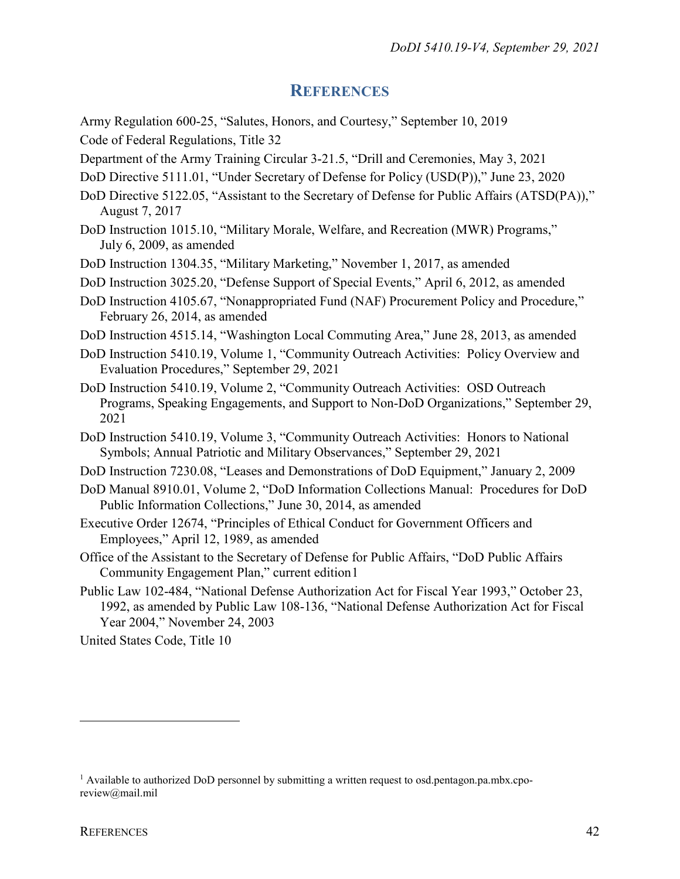# REFERENCES

Army Regulation 600-25, "Salutes, Honors, and Courtesy," September 10, 2019

Code of Federal Regulations, Title 32

Department of the Army Training Circular 3-21.5, "Drill and Ceremonies, May 3, 2021

DoD Directive 5111.01, "Under Secretary of Defense for Policy (USD(P))," June 23, 2020

DoD Directive 5122.05, "Assistant to the Secretary of Defense for Public Affairs (ATSD(PA))," August 7, 2017

DoD Instruction 1015.10, "Military Morale, Welfare, and Recreation (MWR) Programs," July 6, 2009, as amended

DoD Instruction 1304.35, "Military Marketing," November 1, 2017, as amended

DoD Instruction 3025.20, "Defense Support of Special Events," April 6, 2012, as amended

DoD Instruction 4105.67, "Nonappropriated Fund (NAF) Procurement Policy and Procedure," February 26, 2014, as amended

DoD Instruction 4515.14, "Washington Local Commuting Area," June 28, 2013, as amended

DoD Instruction 5410.19, Volume 1, "Community Outreach Activities: Policy Overview and Evaluation Procedures," September 29, 2021

DoD Instruction 5410.19, Volume 2, "Community Outreach Activities: OSD Outreach Programs, Speaking Engagements, and Support to Non-DoD Organizations," September 29, 2021

DoD Instruction 5410.19, Volume 3, "Community Outreach Activities: Honors to National Symbols; Annual Patriotic and Military Observances," September 29, 2021

DoD Instruction 7230.08, "Leases and Demonstrations of DoD Equipment," January 2, 2009

DoD Manual 8910.01, Volume 2, "DoD Information Collections Manual: Procedures for DoD Public Information Collections," June 30, 2014, as amended

Executive Order 12674, "Principles of Ethical Conduct for Government Officers and Employees," April 12, 1989, as amended

Office of the Assistant to the Secretary of Defense for Public Affairs, "DoD Public Affairs Community Engagement Plan," current edition[1]

Public Law 102-484, "National Defense Authorization Act for Fiscal Year 1993," October 23, 1992, as amended by Public Law 108-136, "National Defense Authorization Act for Fiscal Year 2004," November 24, 2003

United States Code, Title 10

---

[1] Available to authorized DoD personnel by submitting a written request to osd.pentagon.pa.mbx.cpo-review@mail.mil